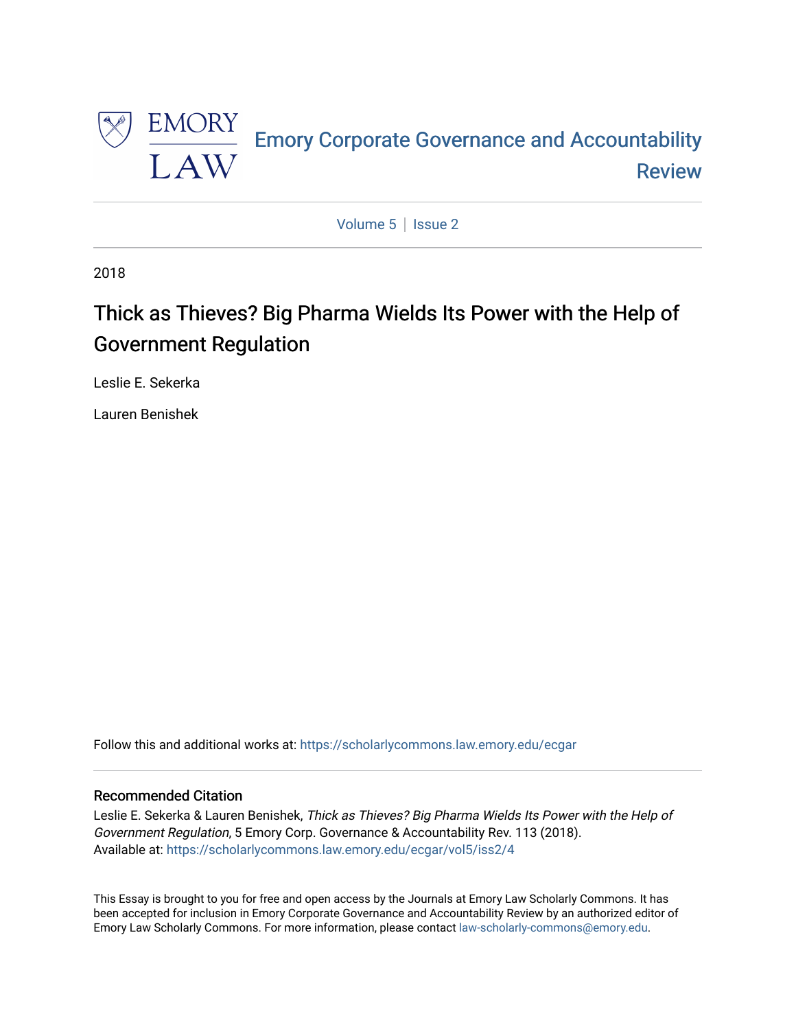Emory Corporate Governance and Accountability Review

Volume 5 | Issue 2

2018

# Thick as Thieves? Big Pharma Wields Its Power with the Help of Government Regulation

Leslie E. Sekerka

Lauren Benishek

Follow this and additional works at: https://scholarlycommons.law.emory.edu/ecgar

## Recommended Citation

Leslie E. Sekerka & Lauren Benishek, *Thick as Thieves? Big Pharma Wields Its Power with the Help of Government Regulation*, 5 Emory Corp. Governance & Accountability Rev. 113 (2018).
Available at: https://scholarlycommons.law.emory.edu/ecgar/vol5/iss2/4

This Essay is brought to you for free and open access by the Journals at Emory Law Scholarly Commons. It has been accepted for inclusion in Emory Corporate Governance and Accountability Review by an authorized editor of Emory Law Scholarly Commons. For more information, please contact law-scholarly-commons@emory.edu.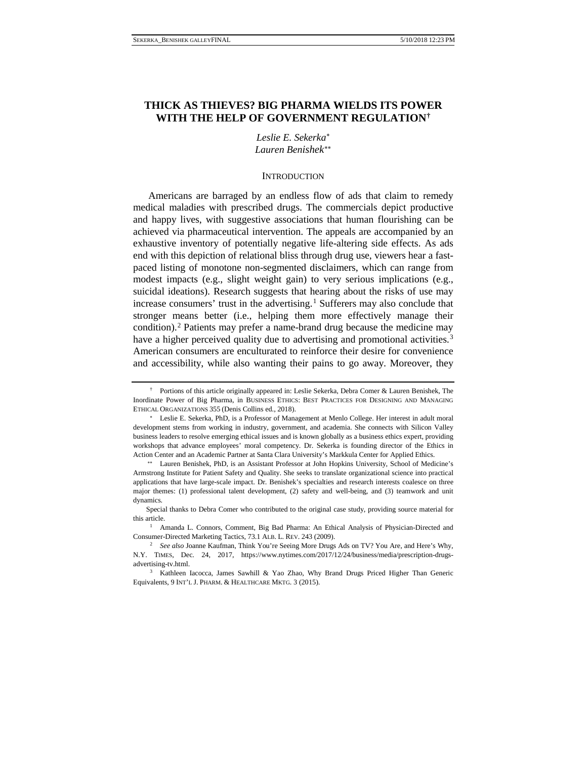# THICK AS THIEVES? BIG PHARMA WIELDS ITS POWER WITH THE HELP OF GOVERNMENT REGULATION†

*Leslie E. Sekerka\**
*Lauren Benishek\*\**

## INTRODUCTION

Americans are barraged by an endless flow of ads that claim to remedy medical maladies with prescribed drugs. The commercials depict productive and happy lives, with suggestive associations that human flourishing can be achieved via pharmaceutical intervention. The appeals are accompanied by an exhaustive inventory of potentially negative life-altering side effects. As ads end with this depiction of relational bliss through drug use, viewers hear a fast-paced listing of monotone non-segmented disclaimers, which can range from modest impacts (e.g., slight weight gain) to very serious implications (e.g., suicidal ideations). Research suggests that hearing about the risks of use may increase consumers' trust in the advertising.[1] Sufferers may also conclude that stronger means better (i.e., helping them more effectively manage their condition).[2] Patients may prefer a name-brand drug because the medicine may have a higher perceived quality due to advertising and promotional activities.[3] American consumers are enculturated to reinforce their desire for convenience and accessibility, while also wanting their pains to go away. Moreover, they

---

† Portions of this article originally appeared in: Leslie Sekerka, Debra Comer & Lauren Benishek, The Inordinate Power of Big Pharma, in BUSINESS ETHICS: BEST PRACTICES FOR DESIGNING AND MANAGING ETHICAL ORGANIZATIONS 355 (Denis Collins ed., 2018).

\* Leslie E. Sekerka, PhD, is a Professor of Management at Menlo College. Her interest in adult moral development stems from working in industry, government, and academia. She connects with Silicon Valley business leaders to resolve emerging ethical issues and is known globally as a business ethics expert, providing workshops that advance employees' moral competency. Dr. Sekerka is founding director of the Ethics in Action Center and an Academic Partner at Santa Clara University's Markkula Center for Applied Ethics.

\*\* Lauren Benishek, PhD, is an Assistant Professor at John Hopkins University, School of Medicine's Armstrong Institute for Patient Safety and Quality. She seeks to translate organizational science into practical applications that have large-scale impact. Dr. Benishek's specialties and research interests coalesce on three major themes: (1) professional talent development, (2) safety and well-being, and (3) teamwork and unit dynamics.

Special thanks to Debra Comer who contributed to the original case study, providing source material for this article.

[1] Amanda L. Connors, Comment, Big Bad Pharma: An Ethical Analysis of Physician-Directed and Consumer-Directed Marketing Tactics, 73.1 ALB. L. REV. 243 (2009).

[2] *See also* Joanne Kaufman, Think You're Seeing More Drugs Ads on TV? You Are, and Here's Why, N.Y. TIMES, Dec. 24, 2017, https://www.nytimes.com/2017/12/24/business/media/prescription-drugs-advertising-tv.html.

[3] Kathleen Iacocca, James Sawhill & Yao Zhao, Why Brand Drugs Priced Higher Than Generic Equivalents, 9 INT'L J. PHARM. & HEALTHCARE MKTG. 3 (2015).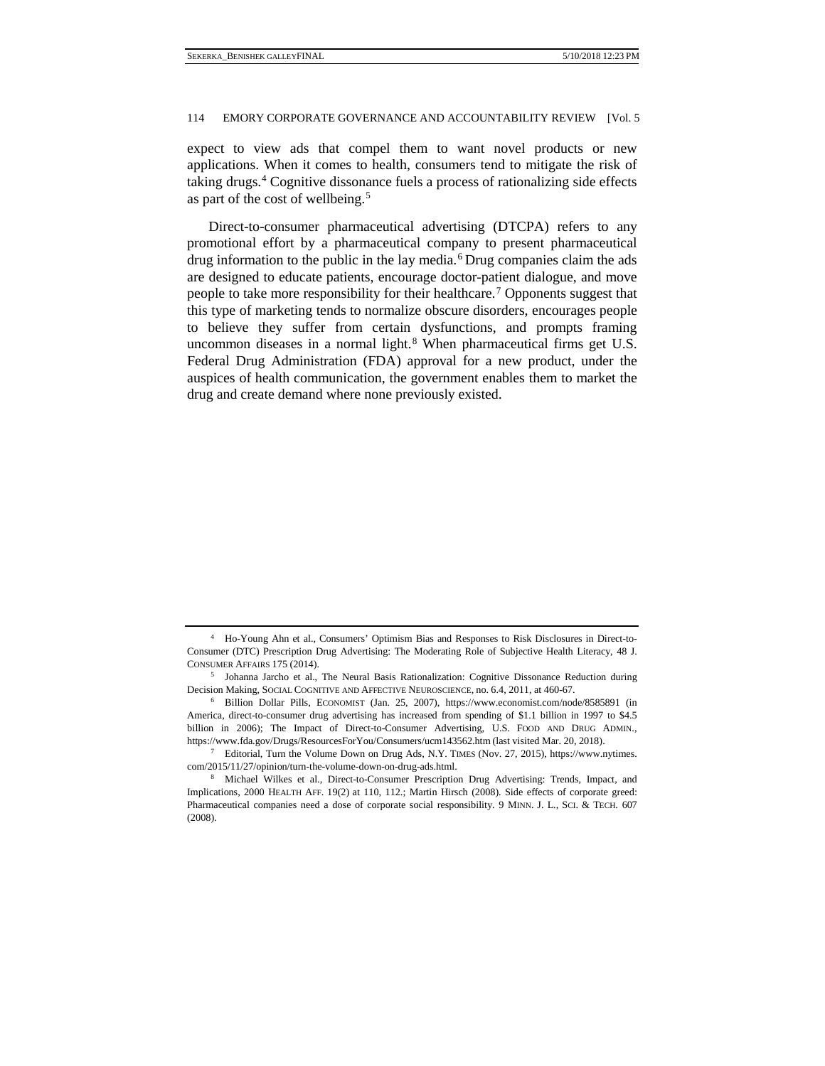expect to view ads that compel them to want novel products or new applications. When it comes to health, consumers tend to mitigate the risk of taking drugs.[4] Cognitive dissonance fuels a process of rationalizing side effects as part of the cost of wellbeing.[5]

Direct-to-consumer pharmaceutical advertising (DTCPA) refers to any promotional effort by a pharmaceutical company to present pharmaceutical drug information to the public in the lay media.[6] Drug companies claim the ads are designed to educate patients, encourage doctor-patient dialogue, and move people to take more responsibility for their healthcare.[7] Opponents suggest that this type of marketing tends to normalize obscure disorders, encourages people to believe they suffer from certain dysfunctions, and prompts framing uncommon diseases in a normal light.[8] When pharmaceutical firms get U.S. Federal Drug Administration (FDA) approval for a new product, under the auspices of health communication, the government enables them to market the drug and create demand where none previously existed.

---

[4] Ho-Young Ahn et al., Consumers' Optimism Bias and Responses to Risk Disclosures in Direct-to-Consumer (DTC) Prescription Drug Advertising: The Moderating Role of Subjective Health Literacy, 48 J. CONSUMER AFFAIRS 175 (2014).

[5] Johanna Jarcho et al., The Neural Basis Rationalization: Cognitive Dissonance Reduction during Decision Making, SOCIAL COGNITIVE AND AFFECTIVE NEUROSCIENCE, no. 6.4, 2011, at 460-67.

[6] Billion Dollar Pills, ECONOMIST (Jan. 25, 2007), https://www.economist.com/node/8585891 (in America, direct-to-consumer drug advertising has increased from spending of $1.1 billion in 1997 to $4.5 billion in 2006); The Impact of Direct-to-Consumer Advertising, U.S. FOOD AND DRUG ADMIN., https://www.fda.gov/Drugs/ResourcesForYou/Consumers/ucm143562.htm (last visited Mar. 20, 2018).

[7] Editorial, Turn the Volume Down on Drug Ads, N.Y. TIMES (Nov. 27, 2015), https://www.nytimes.com/2015/11/27/opinion/turn-the-volume-down-on-drug-ads.html.

[8] Michael Wilkes et al., Direct-to-Consumer Prescription Drug Advertising: Trends, Impact, and Implications, 2000 HEALTH AFF. 19(2) at 110, 112.; Martin Hirsch (2008). Side effects of corporate greed: Pharmaceutical companies need a dose of corporate social responsibility. 9 MINN. J. L., SCI. & TECH. 607 (2008).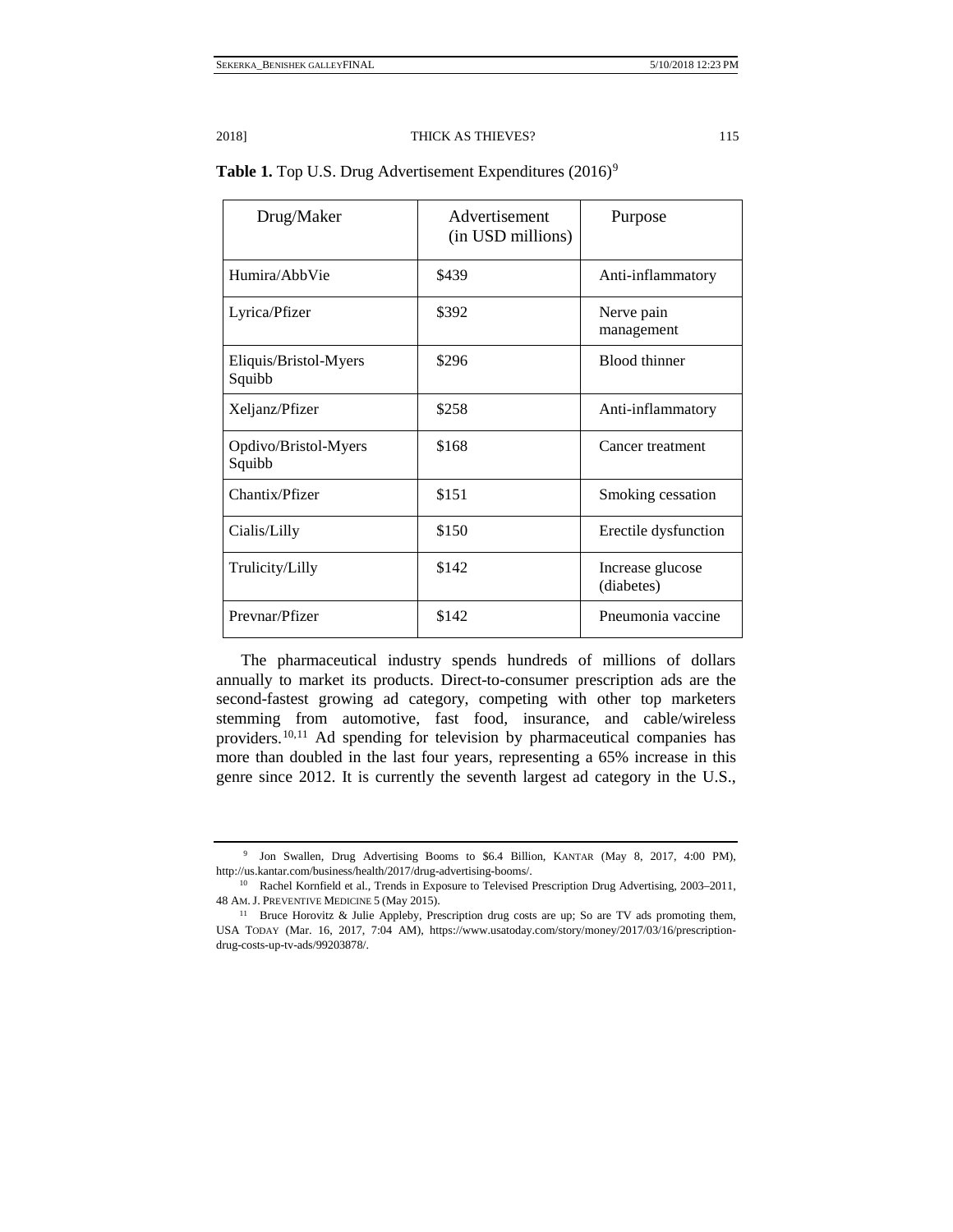**Table 1.** Top U.S. Drug Advertisement Expenditures (2016)[9]

| Drug/Maker | Advertisement (in USD millions) | Purpose |
|---|---|---|
| Humira/AbbVie | $439 | Anti-inflammatory |
| Lyrica/Pfizer | $392 | Nerve pain management |
| Eliquis/Bristol-Myers Squibb | $296 | Blood thinner |
| Xeljanz/Pfizer | $258 | Anti-inflammatory |
| Opdivo/Bristol-Myers Squibb | $168 | Cancer treatment |
| Chantix/Pfizer | $151 | Smoking cessation |
| Cialis/Lilly | $150 | Erectile dysfunction |
| Trulicity/Lilly | $142 | Increase glucose (diabetes) |
| Prevnar/Pfizer | $142 | Pneumonia vaccine |

The pharmaceutical industry spends hundreds of millions of dollars annually to market its products. Direct-to-consumer prescription ads are the second-fastest growing ad category, competing with other top marketers stemming from automotive, fast food, insurance, and cable/wireless providers.[10,11] Ad spending for television by pharmaceutical companies has more than doubled in the last four years, representing a 65% increase in this genre since 2012. It is currently the seventh largest ad category in the U.S.,

---

[9] Jon Swallen, Drug Advertising Booms to $6.4 Billion, KANTAR (May 8, 2017, 4:00 PM), http://us.kantar.com/business/health/2017/drug-advertising-booms/.

[10] Rachel Kornfield et al., Trends in Exposure to Televised Prescription Drug Advertising, 2003–2011, 48 AM. J. PREVENTIVE MEDICINE 5 (May 2015).

[11] Bruce Horovitz & Julie Appleby, Prescription drug costs are up; So are TV ads promoting them, USA TODAY (Mar. 16, 2017, 7:04 AM), https://www.usatoday.com/story/money/2017/03/16/prescription-drug-costs-up-tv-ads/99203878/.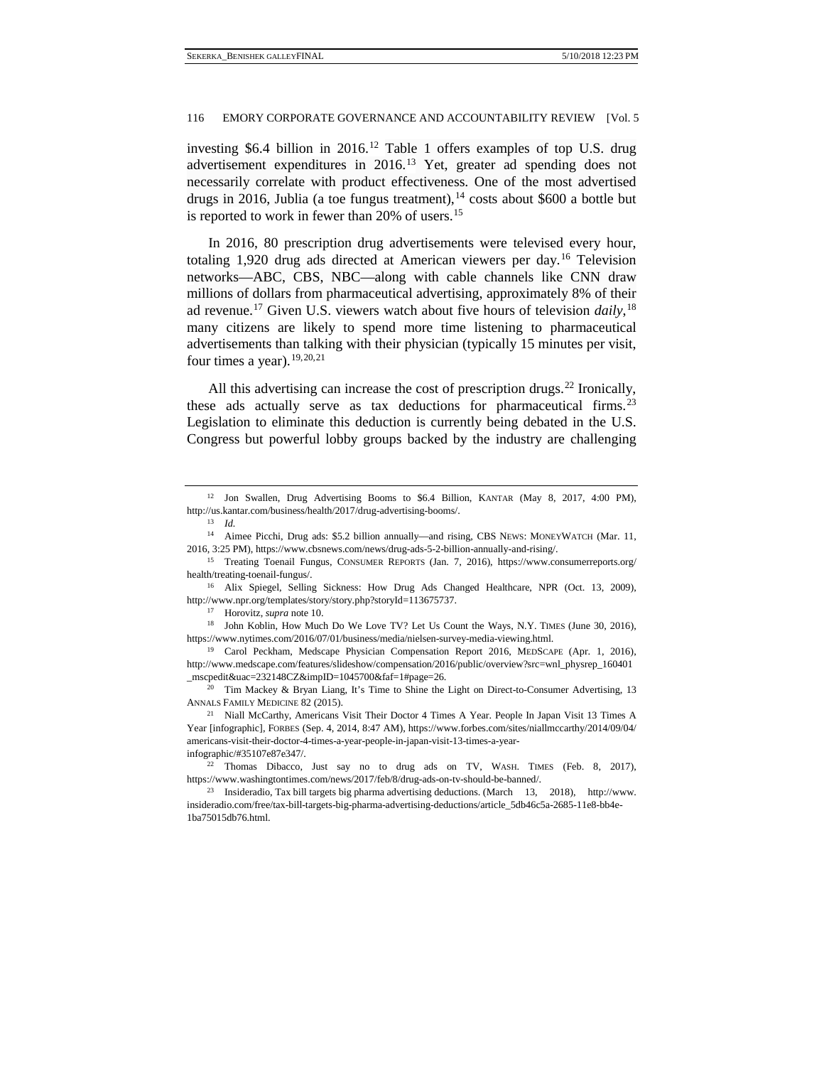investing $6.4 billion in 2016.[12] Table 1 offers examples of top U.S. drug advertisement expenditures in 2016.[13] Yet, greater ad spending does not necessarily correlate with product effectiveness. One of the most advertised drugs in 2016, Jublia (a toe fungus treatment),[14] costs about $600 a bottle but is reported to work in fewer than 20% of users.[15]

In 2016, 80 prescription drug advertisements were televised every hour, totaling 1,920 drug ads directed at American viewers per day.[16] Television networks—ABC, CBS, NBC—along with cable channels like CNN draw millions of dollars from pharmaceutical advertising, approximately 8% of their ad revenue.[17] Given U.S. viewers watch about five hours of television *daily*,[18] many citizens are likely to spend more time listening to pharmaceutical advertisements than talking with their physician (typically 15 minutes per visit, four times a year).[19,20,21]

All this advertising can increase the cost of prescription drugs.[22] Ironically, these ads actually serve as tax deductions for pharmaceutical firms.[23] Legislation to eliminate this deduction is currently being debated in the U.S. Congress but powerful lobby groups backed by the industry are challenging

---

[12] Jon Swallen, Drug Advertising Booms to $6.4 Billion, KANTAR (May 8, 2017, 4:00 PM), http://us.kantar.com/business/health/2017/drug-advertising-booms/.

[13] *Id.*

[14] Aimee Picchi, Drug ads: $5.2 billion annually—and rising, CBS NEWS: MONEYWATCH (Mar. 11, 2016, 3:25 PM), https://www.cbsnews.com/news/drug-ads-5-2-billion-annually-and-rising/.

[15] Treating Toenail Fungus, CONSUMER REPORTS (Jan. 7, 2016), https://www.consumerreports.org/health/treating-toenail-fungus/.

[16] Alix Spiegel, Selling Sickness: How Drug Ads Changed Healthcare, NPR (Oct. 13, 2009), http://www.npr.org/templates/story/story.php?storyId=113675737.

[17] Horovitz, *supra* note 10.

[18] John Koblin, How Much Do We Love TV? Let Us Count the Ways, N.Y. TIMES (June 30, 2016), https://www.nytimes.com/2016/07/01/business/media/nielsen-survey-media-viewing.html.

[19] Carol Peckham, Medscape Physician Compensation Report 2016, MEDSCAPE (Apr. 1, 2016), http://www.medscape.com/features/slideshow/compensation/2016/public/overview?src=wnl_physrep_160401_mscpedit&uac=232148CZ&impID=1045700&faf=1#page=26.

[20] Tim Mackey & Bryan Liang, It's Time to Shine the Light on Direct-to-Consumer Advertising, 13 ANNALS FAMILY MEDICINE 82 (2015).

[21] Niall McCarthy, Americans Visit Their Doctor 4 Times A Year. People In Japan Visit 13 Times A Year [infographic], FORBES (Sep. 4, 2014, 8:47 AM), https://www.forbes.com/sites/niallmccarthy/2014/09/04/americans-visit-their-doctor-4-times-a-year-people-in-japan-visit-13-times-a-year-infographic/#35107e87e347/.

[22] Thomas Dibacco, Just say no to drug ads on TV, WASH. TIMES (Feb. 8, 2017), https://www.washingtontimes.com/news/2017/feb/8/drug-ads-on-tv-should-be-banned/.

[23] Insideradio, Tax bill targets big pharma advertising deductions. (March 13, 2018), http://www.insideradio.com/free/tax-bill-targets-big-pharma-advertising-deductions/article_5db46c5a-2685-11e8-bb4e-1ba75015db76.html.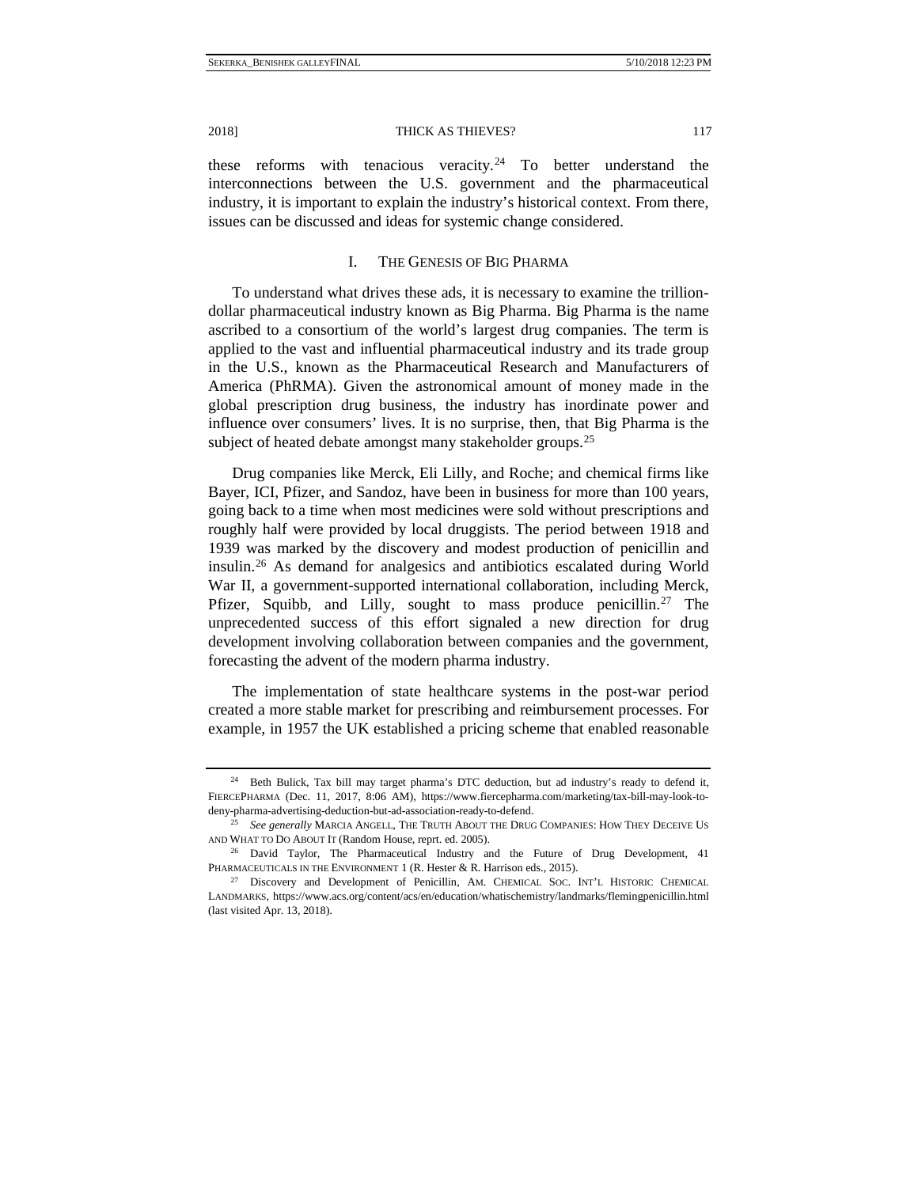these reforms with tenacious veracity.[24] To better understand the interconnections between the U.S. government and the pharmaceutical industry, it is important to explain the industry's historical context. From there, issues can be discussed and ideas for systemic change considered.

## I. THE GENESIS OF BIG PHARMA

To understand what drives these ads, it is necessary to examine the trillion-dollar pharmaceutical industry known as Big Pharma. Big Pharma is the name ascribed to a consortium of the world's largest drug companies. The term is applied to the vast and influential pharmaceutical industry and its trade group in the U.S., known as the Pharmaceutical Research and Manufacturers of America (PhRMA). Given the astronomical amount of money made in the global prescription drug business, the industry has inordinate power and influence over consumers' lives. It is no surprise, then, that Big Pharma is the subject of heated debate amongst many stakeholder groups.[25]

Drug companies like Merck, Eli Lilly, and Roche; and chemical firms like Bayer, ICI, Pfizer, and Sandoz, have been in business for more than 100 years, going back to a time when most medicines were sold without prescriptions and roughly half were provided by local druggists. The period between 1918 and 1939 was marked by the discovery and modest production of penicillin and insulin.[26] As demand for analgesics and antibiotics escalated during World War II, a government-supported international collaboration, including Merck, Pfizer, Squibb, and Lilly, sought to mass produce penicillin.[27] The unprecedented success of this effort signaled a new direction for drug development involving collaboration between companies and the government, forecasting the advent of the modern pharma industry.

The implementation of state healthcare systems in the post-war period created a more stable market for prescribing and reimbursement processes. For example, in 1957 the UK established a pricing scheme that enabled reasonable

---

[24] Beth Bulick, Tax bill may target pharma's DTC deduction, but ad industry's ready to defend it, FIERCEPHARMA (Dec. 11, 2017, 8:06 AM), https://www.fiercepharma.com/marketing/tax-bill-may-look-to-deny-pharma-advertising-deduction-but-ad-association-ready-to-defend.

[25] *See generally* MARCIA ANGELL, THE TRUTH ABOUT THE DRUG COMPANIES: HOW THEY DECEIVE US AND WHAT TO DO ABOUT IT (Random House, reprt. ed. 2005).

[26] David Taylor, The Pharmaceutical Industry and the Future of Drug Development, 41 PHARMACEUTICALS IN THE ENVIRONMENT 1 (R. Hester & R. Harrison eds., 2015).

[27] Discovery and Development of Penicillin, AM. CHEMICAL SOC. INT'L HISTORIC CHEMICAL LANDMARKS, https://www.acs.org/content/acs/en/education/whatischemistry/landmarks/flemingpenicillin.html (last visited Apr. 13, 2018).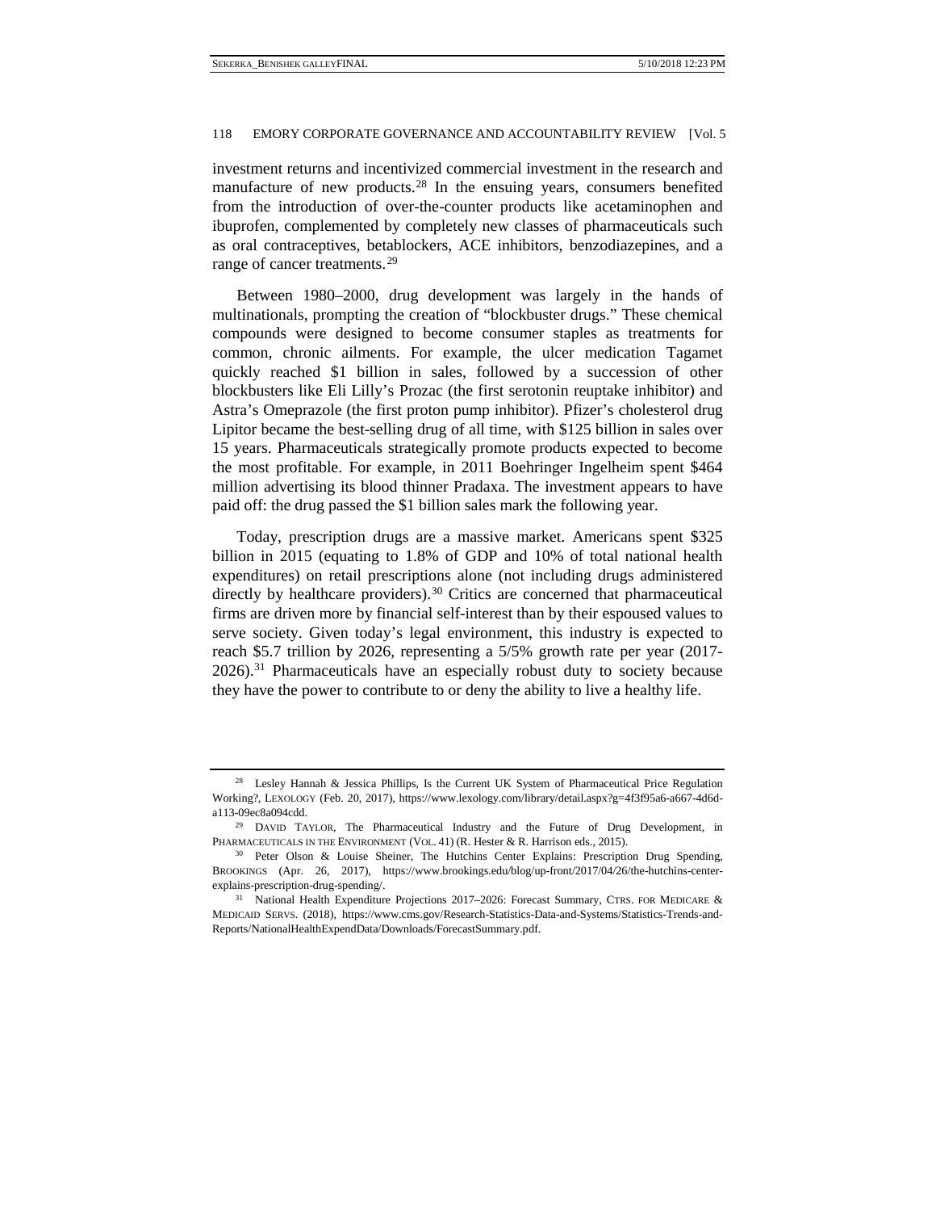investment returns and incentivized commercial investment in the research and manufacture of new products.[28] In the ensuing years, consumers benefited from the introduction of over-the-counter products like acetaminophen and ibuprofen, complemented by completely new classes of pharmaceuticals such as oral contraceptives, betablockers, ACE inhibitors, benzodiazepines, and a range of cancer treatments.[29]

Between 1980–2000, drug development was largely in the hands of multinationals, prompting the creation of "blockbuster drugs." These chemical compounds were designed to become consumer staples as treatments for common, chronic ailments. For example, the ulcer medication Tagamet quickly reached $1 billion in sales, followed by a succession of other blockbusters like Eli Lilly's Prozac (the first serotonin reuptake inhibitor) and Astra's Omeprazole (the first proton pump inhibitor). Pfizer's cholesterol drug Lipitor became the best-selling drug of all time, with $125 billion in sales over 15 years. Pharmaceuticals strategically promote products expected to become the most profitable. For example, in 2011 Boehringer Ingelheim spent $464 million advertising its blood thinner Pradaxa. The investment appears to have paid off: the drug passed the $1 billion sales mark the following year.

Today, prescription drugs are a massive market. Americans spent $325 billion in 2015 (equating to 1.8% of GDP and 10% of total national health expenditures) on retail prescriptions alone (not including drugs administered directly by healthcare providers).[30] Critics are concerned that pharmaceutical firms are driven more by financial self-interest than by their espoused values to serve society. Given today's legal environment, this industry is expected to reach $5.7 trillion by 2026, representing a 5/5% growth rate per year (2017-2026).[31] Pharmaceuticals have an especially robust duty to society because they have the power to contribute to or deny the ability to live a healthy life.

---

[28] Lesley Hannah & Jessica Phillips, Is the Current UK System of Pharmaceutical Price Regulation Working?, LEXOLOGY (Feb. 20, 2017), https://www.lexology.com/library/detail.aspx?g=4f3f95a6-a667-4d6d-a113-09ec8a094cdd.

[29] DAVID TAYLOR, The Pharmaceutical Industry and the Future of Drug Development, in PHARMACEUTICALS IN THE ENVIRONMENT (VOL. 41) (R. Hester & R. Harrison eds., 2015).

[30] Peter Olson & Louise Sheiner, The Hutchins Center Explains: Prescription Drug Spending, BROOKINGS (Apr. 26, 2017), https://www.brookings.edu/blog/up-front/2017/04/26/the-hutchins-center-explains-prescription-drug-spending/.

[31] National Health Expenditure Projections 2017–2026: Forecast Summary, CTRS. FOR MEDICARE & MEDICAID SERVS. (2018), https://www.cms.gov/Research-Statistics-Data-and-Systems/Statistics-Trends-and-Reports/NationalHealthExpendData/Downloads/ForecastSummary.pdf.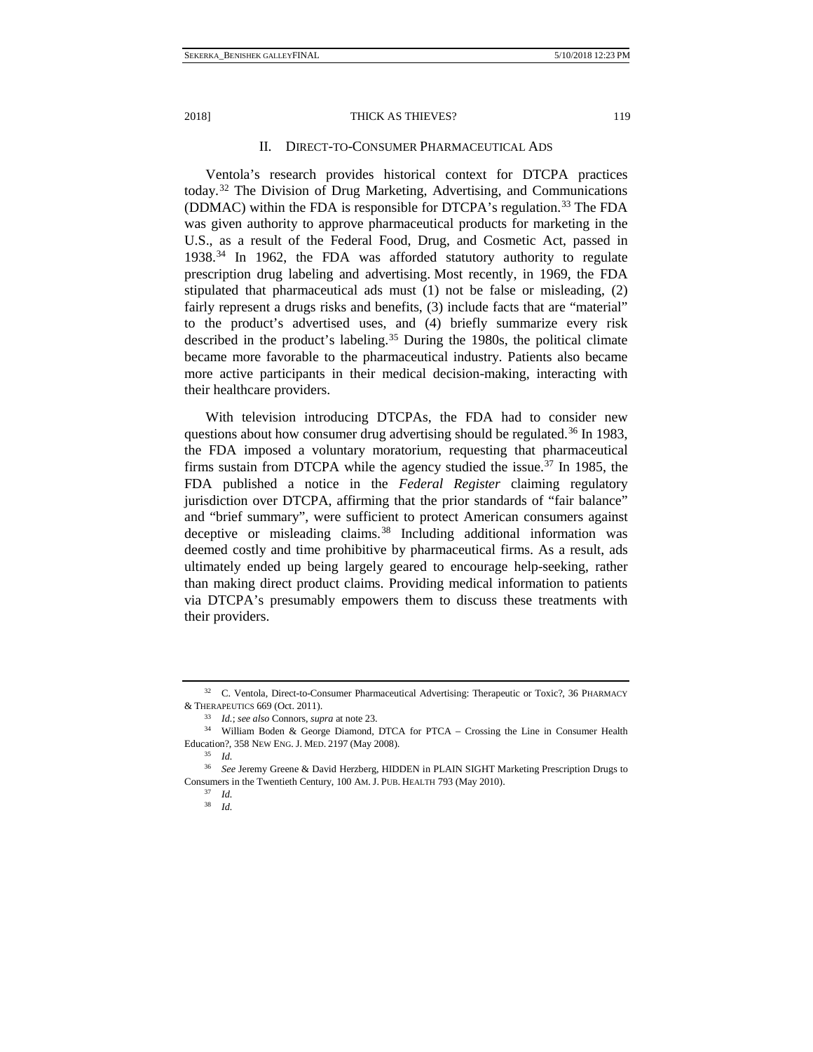## II. Direct-to-Consumer Pharmaceutical Ads

Ventola's research provides historical context for DTCPA practices today.[32] The Division of Drug Marketing, Advertising, and Communications (DDMAC) within the FDA is responsible for DTCPA's regulation.[33] The FDA was given authority to approve pharmaceutical products for marketing in the U.S., as a result of the Federal Food, Drug, and Cosmetic Act, passed in 1938.[34] In 1962, the FDA was afforded statutory authority to regulate prescription drug labeling and advertising. Most recently, in 1969, the FDA stipulated that pharmaceutical ads must (1) not be false or misleading, (2) fairly represent a drugs risks and benefits, (3) include facts that are "material" to the product's advertised uses, and (4) briefly summarize every risk described in the product's labeling.[35] During the 1980s, the political climate became more favorable to the pharmaceutical industry. Patients also became more active participants in their medical decision-making, interacting with their healthcare providers.

With television introducing DTCPAs, the FDA had to consider new questions about how consumer drug advertising should be regulated.[36] In 1983, the FDA imposed a voluntary moratorium, requesting that pharmaceutical firms sustain from DTCPA while the agency studied the issue.[37] In 1985, the FDA published a notice in the *Federal Register* claiming regulatory jurisdiction over DTCPA, affirming that the prior standards of "fair balance" and "brief summary", were sufficient to protect American consumers against deceptive or misleading claims.[38] Including additional information was deemed costly and time prohibitive by pharmaceutical firms. As a result, ads ultimately ended up being largely geared to encourage help-seeking, rather than making direct product claims. Providing medical information to patients via DTCPA's presumably empowers them to discuss these treatments with their providers.

---

[32] C. Ventola, Direct-to-Consumer Pharmaceutical Advertising: Therapeutic or Toxic?, 36 Pharmacy & Therapeutics 669 (Oct. 2011).

[33] *Id.*; *see also* Connors, *supra* at note 23.

[34] William Boden & George Diamond, DTCA for PTCA – Crossing the Line in Consumer Health Education?, 358 New Eng. J. Med. 2197 (May 2008).

[35] *Id.*

[36] *See* Jeremy Greene & David Herzberg, HIDDEN in PLAIN SIGHT Marketing Prescription Drugs to Consumers in the Twentieth Century, 100 Am. J. Pub. Health 793 (May 2010).

[37] *Id.*

[38] *Id.*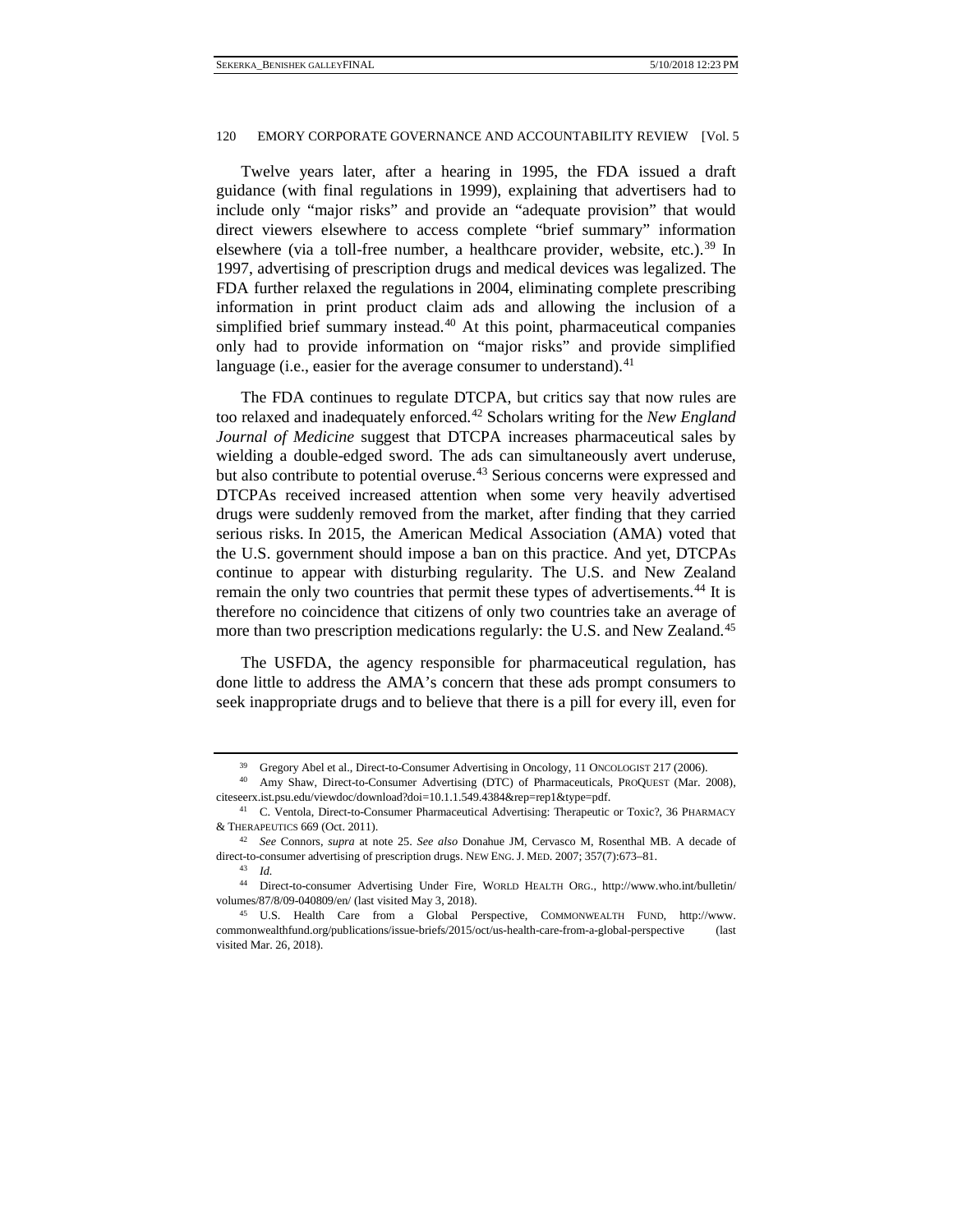Twelve years later, after a hearing in 1995, the FDA issued a draft guidance (with final regulations in 1999), explaining that advertisers had to include only "major risks" and provide an "adequate provision" that would direct viewers elsewhere to access complete "brief summary" information elsewhere (via a toll-free number, a healthcare provider, website, etc.).[39] In 1997, advertising of prescription drugs and medical devices was legalized. The FDA further relaxed the regulations in 2004, eliminating complete prescribing information in print product claim ads and allowing the inclusion of a simplified brief summary instead.[40] At this point, pharmaceutical companies only had to provide information on "major risks" and provide simplified language (i.e., easier for the average consumer to understand).[41]

The FDA continues to regulate DTCPA, but critics say that now rules are too relaxed and inadequately enforced.[42] Scholars writing for the *New England Journal of Medicine* suggest that DTCPA increases pharmaceutical sales by wielding a double-edged sword. The ads can simultaneously avert underuse, but also contribute to potential overuse.[43] Serious concerns were expressed and DTCPAs received increased attention when some very heavily advertised drugs were suddenly removed from the market, after finding that they carried serious risks. In 2015, the American Medical Association (AMA) voted that the U.S. government should impose a ban on this practice. And yet, DTCPAs continue to appear with disturbing regularity. The U.S. and New Zealand remain the only two countries that permit these types of advertisements.[44] It is therefore no coincidence that citizens of only two countries take an average of more than two prescription medications regularly: the U.S. and New Zealand.[45]

The USFDA, the agency responsible for pharmaceutical regulation, has done little to address the AMA's concern that these ads prompt consumers to seek inappropriate drugs and to believe that there is a pill for every ill, even for

---

[39] Gregory Abel et al., Direct-to-Consumer Advertising in Oncology, 11 ONCOLOGIST 217 (2006).

[40] Amy Shaw, Direct-to-Consumer Advertising (DTC) of Pharmaceuticals, PROQUEST (Mar. 2008), citeseerx.ist.psu.edu/viewdoc/download?doi=10.1.1.549.4384&rep=rep1&type=pdf.

[41] C. Ventola, Direct-to-Consumer Pharmaceutical Advertising: Therapeutic or Toxic?, 36 PHARMACY & THERAPEUTICS 669 (Oct. 2011).

[42] *See* Connors, *supra* at note 25. *See also* Donahue JM, Cervasco M, Rosenthal MB. A decade of direct-to-consumer advertising of prescription drugs. NEW ENG. J. MED. 2007; 357(7):673–81.

[43] *Id.*

[44] Direct-to-consumer Advertising Under Fire, WORLD HEALTH ORG., http://www.who.int/bulletin/volumes/87/8/09-040809/en/ (last visited May 3, 2018).

[45] U.S. Health Care from a Global Perspective, COMMONWEALTH FUND, http://www.commonwealthfund.org/publications/issue-briefs/2015/oct/us-health-care-from-a-global-perspective (last visited Mar. 26, 2018).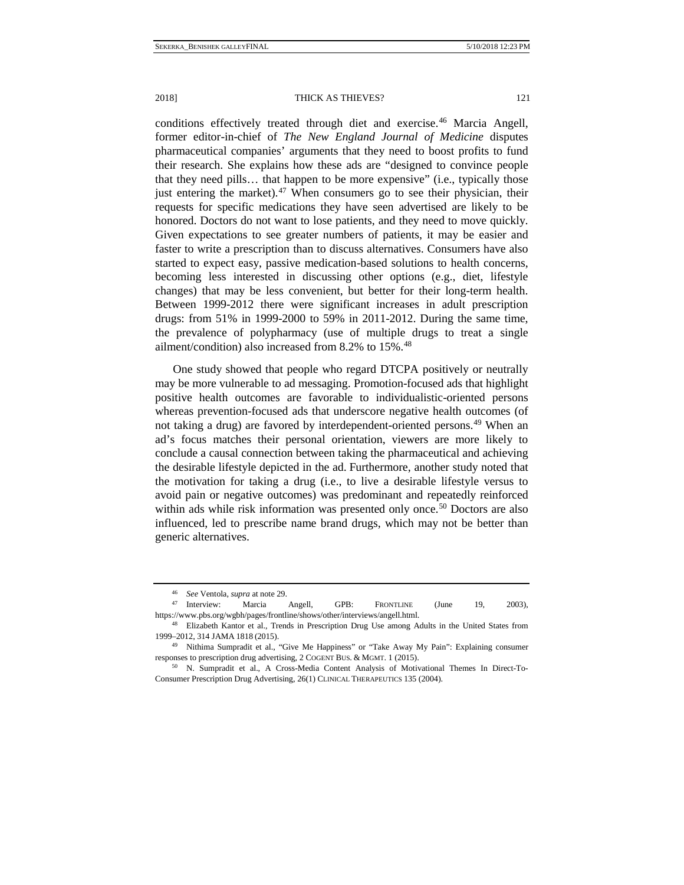conditions effectively treated through diet and exercise.[46] Marcia Angell, former editor-in-chief of *The New England Journal of Medicine* disputes pharmaceutical companies' arguments that they need to boost profits to fund their research. She explains how these ads are "designed to convince people that they need pills… that happen to be more expensive" (i.e., typically those just entering the market).[47] When consumers go to see their physician, their requests for specific medications they have seen advertised are likely to be honored. Doctors do not want to lose patients, and they need to move quickly. Given expectations to see greater numbers of patients, it may be easier and faster to write a prescription than to discuss alternatives. Consumers have also started to expect easy, passive medication-based solutions to health concerns, becoming less interested in discussing other options (e.g., diet, lifestyle changes) that may be less convenient, but better for their long-term health. Between 1999-2012 there were significant increases in adult prescription drugs: from 51% in 1999-2000 to 59% in 2011-2012. During the same time, the prevalence of polypharmacy (use of multiple drugs to treat a single ailment/condition) also increased from 8.2% to 15%.[48]

One study showed that people who regard DTCPA positively or neutrally may be more vulnerable to ad messaging. Promotion-focused ads that highlight positive health outcomes are favorable to individualistic-oriented persons whereas prevention-focused ads that underscore negative health outcomes (of not taking a drug) are favored by interdependent-oriented persons.[49] When an ad's focus matches their personal orientation, viewers are more likely to conclude a causal connection between taking the pharmaceutical and achieving the desirable lifestyle depicted in the ad. Furthermore, another study noted that the motivation for taking a drug (i.e., to live a desirable lifestyle versus to avoid pain or negative outcomes) was predominant and repeatedly reinforced within ads while risk information was presented only once.[50] Doctors are also influenced, led to prescribe name brand drugs, which may not be better than generic alternatives.

---

[46] *See* Ventola, *supra* at note 29.

[47] Interview: Marcia Angell, GPB: FRONTLINE (June 19, 2003), https://www.pbs.org/wgbh/pages/frontline/shows/other/interviews/angell.html.

[48] Elizabeth Kantor et al., Trends in Prescription Drug Use among Adults in the United States from 1999–2012, 314 JAMA 1818 (2015).

[49] Nithima Sumpradit et al., "Give Me Happiness" or "Take Away My Pain": Explaining consumer responses to prescription drug advertising, 2 COGENT BUS. & MGMT. 1 (2015).

[50] N. Sumpradit et al., A Cross-Media Content Analysis of Motivational Themes In Direct-To-Consumer Prescription Drug Advertising, 26(1) CLINICAL THERAPEUTICS 135 (2004).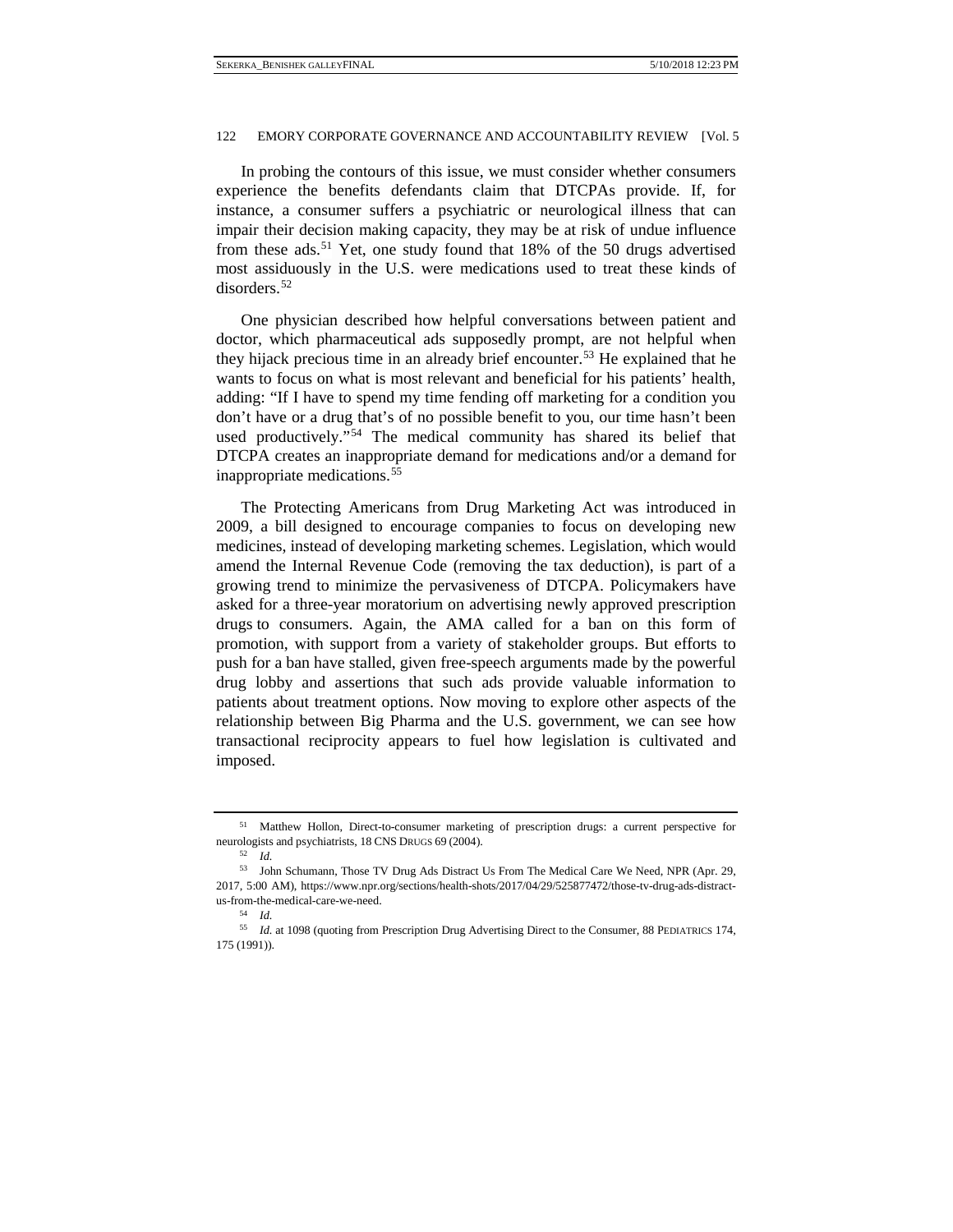In probing the contours of this issue, we must consider whether consumers experience the benefits defendants claim that DTCPAs provide. If, for instance, a consumer suffers a psychiatric or neurological illness that can impair their decision making capacity, they may be at risk of undue influence from these ads.[51] Yet, one study found that 18% of the 50 drugs advertised most assiduously in the U.S. were medications used to treat these kinds of disorders.[52]

One physician described how helpful conversations between patient and doctor, which pharmaceutical ads supposedly prompt, are not helpful when they hijack precious time in an already brief encounter.[53] He explained that he wants to focus on what is most relevant and beneficial for his patients' health, adding: "If I have to spend my time fending off marketing for a condition you don't have or a drug that's of no possible benefit to you, our time hasn't been used productively."[54] The medical community has shared its belief that DTCPA creates an inappropriate demand for medications and/or a demand for inappropriate medications.[55]

The Protecting Americans from Drug Marketing Act was introduced in 2009, a bill designed to encourage companies to focus on developing new medicines, instead of developing marketing schemes. Legislation, which would amend the Internal Revenue Code (removing the tax deduction), is part of a growing trend to minimize the pervasiveness of DTCPA. Policymakers have asked for a three-year moratorium on advertising newly approved prescription drugs to consumers. Again, the AMA called for a ban on this form of promotion, with support from a variety of stakeholder groups. But efforts to push for a ban have stalled, given free-speech arguments made by the powerful drug lobby and assertions that such ads provide valuable information to patients about treatment options. Now moving to explore other aspects of the relationship between Big Pharma and the U.S. government, we can see how transactional reciprocity appears to fuel how legislation is cultivated and imposed.

---

[51] Matthew Hollon, Direct-to-consumer marketing of prescription drugs: a current perspective for neurologists and psychiatrists, 18 CNS DRUGS 69 (2004).

[52] *Id.*

[53] John Schumann, Those TV Drug Ads Distract Us From The Medical Care We Need, NPR (Apr. 29, 2017, 5:00 AM), https://www.npr.org/sections/health-shots/2017/04/29/525877472/those-tv-drug-ads-distract-us-from-the-medical-care-we-need.

[54] *Id.*

[55] *Id.* at 1098 (quoting from Prescription Drug Advertising Direct to the Consumer, 88 PEDIATRICS 174, 175 (1991)).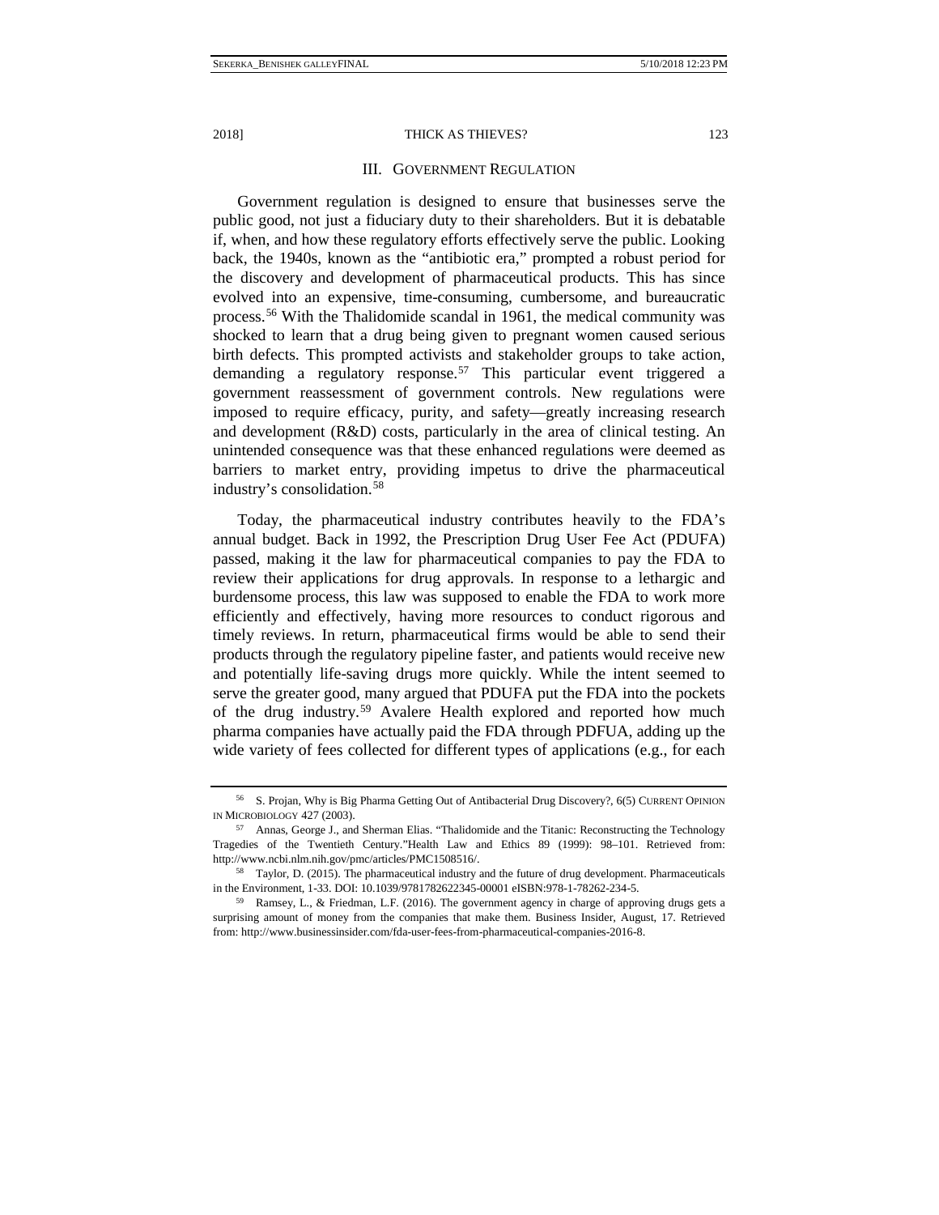## III. GOVERNMENT REGULATION

Government regulation is designed to ensure that businesses serve the public good, not just a fiduciary duty to their shareholders. But it is debatable if, when, and how these regulatory efforts effectively serve the public. Looking back, the 1940s, known as the "antibiotic era," prompted a robust period for the discovery and development of pharmaceutical products. This has since evolved into an expensive, time-consuming, cumbersome, and bureaucratic process.[56] With the Thalidomide scandal in 1961, the medical community was shocked to learn that a drug being given to pregnant women caused serious birth defects. This prompted activists and stakeholder groups to take action, demanding a regulatory response.[57] This particular event triggered a government reassessment of government controls. New regulations were imposed to require efficacy, purity, and safety—greatly increasing research and development (R&D) costs, particularly in the area of clinical testing. An unintended consequence was that these enhanced regulations were deemed as barriers to market entry, providing impetus to drive the pharmaceutical industry's consolidation.[58]

Today, the pharmaceutical industry contributes heavily to the FDA's annual budget. Back in 1992, the Prescription Drug User Fee Act (PDUFA) passed, making it the law for pharmaceutical companies to pay the FDA to review their applications for drug approvals. In response to a lethargic and burdensome process, this law was supposed to enable the FDA to work more efficiently and effectively, having more resources to conduct rigorous and timely reviews. In return, pharmaceutical firms would be able to send their products through the regulatory pipeline faster, and patients would receive new and potentially life-saving drugs more quickly. While the intent seemed to serve the greater good, many argued that PDUFA put the FDA into the pockets of the drug industry.[59] Avalere Health explored and reported how much pharma companies have actually paid the FDA through PDFUA, adding up the wide variety of fees collected for different types of applications (e.g., for each

---

[56] S. Projan, Why is Big Pharma Getting Out of Antibacterial Drug Discovery?, 6(5) CURRENT OPINION IN MICROBIOLOGY 427 (2003).

[57] Annas, George J., and Sherman Elias. "Thalidomide and the Titanic: Reconstructing the Technology Tragedies of the Twentieth Century."Health Law and Ethics 89 (1999): 98–101. Retrieved from: http://www.ncbi.nlm.nih.gov/pmc/articles/PMC1508516/.

[58] Taylor, D. (2015). The pharmaceutical industry and the future of drug development. Pharmaceuticals in the Environment, 1-33. DOI: 10.1039/9781782622345-00001 eISBN:978-1-78262-234-5.

[59] Ramsey, L., & Friedman, L.F. (2016). The government agency in charge of approving drugs gets a surprising amount of money from the companies that make them. Business Insider, August, 17. Retrieved from: http://www.businessinsider.com/fda-user-fees-from-pharmaceutical-companies-2016-8.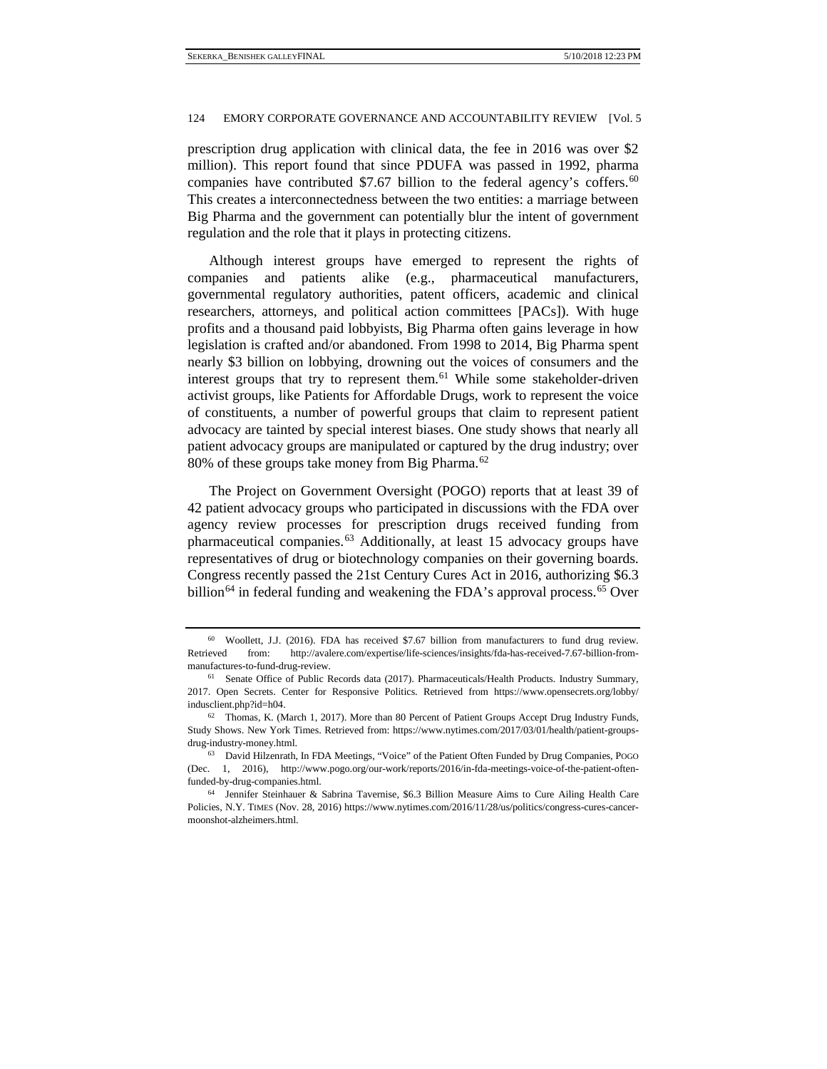prescription drug application with clinical data, the fee in 2016 was over $2 million). This report found that since PDUFA was passed in 1992, pharma companies have contributed $7.67 billion to the federal agency's coffers.[60] This creates a interconnectedness between the two entities: a marriage between Big Pharma and the government can potentially blur the intent of government regulation and the role that it plays in protecting citizens.

Although interest groups have emerged to represent the rights of companies and patients alike (e.g., pharmaceutical manufacturers, governmental regulatory authorities, patent officers, academic and clinical researchers, attorneys, and political action committees [PACs]). With huge profits and a thousand paid lobbyists, Big Pharma often gains leverage in how legislation is crafted and/or abandoned. From 1998 to 2014, Big Pharma spent nearly $3 billion on lobbying, drowning out the voices of consumers and the interest groups that try to represent them.[61] While some stakeholder-driven activist groups, like Patients for Affordable Drugs, work to represent the voice of constituents, a number of powerful groups that claim to represent patient advocacy are tainted by special interest biases. One study shows that nearly all patient advocacy groups are manipulated or captured by the drug industry; over 80% of these groups take money from Big Pharma.[62]

The Project on Government Oversight (POGO) reports that at least 39 of 42 patient advocacy groups who participated in discussions with the FDA over agency review processes for prescription drugs received funding from pharmaceutical companies.[63] Additionally, at least 15 advocacy groups have representatives of drug or biotechnology companies on their governing boards. Congress recently passed the 21st Century Cures Act in 2016, authorizing $6.3 billion[64] in federal funding and weakening the FDA's approval process.[65] Over

---

[60] Woollett, J.J. (2016). FDA has received $7.67 billion from manufacturers to fund drug review. Retrieved from: http://avalere.com/expertise/life-sciences/insights/fda-has-received-7.67-billion-from-manufactures-to-fund-drug-review.

[61] Senate Office of Public Records data (2017). Pharmaceuticals/Health Products. Industry Summary, 2017. Open Secrets. Center for Responsive Politics. Retrieved from https://www.opensecrets.org/lobby/indusclient.php?id=h04.

[62] Thomas, K. (March 1, 2017). More than 80 Percent of Patient Groups Accept Drug Industry Funds, Study Shows. New York Times. Retrieved from: https://www.nytimes.com/2017/03/01/health/patient-groups-drug-industry-money.html.

[63] David Hilzenrath, In FDA Meetings, "Voice" of the Patient Often Funded by Drug Companies, POGO (Dec. 1, 2016), http://www.pogo.org/our-work/reports/2016/in-fda-meetings-voice-of-the-patient-often-funded-by-drug-companies.html.

[64] Jennifer Steinhauer & Sabrina Tavernise, $6.3 Billion Measure Aims to Cure Ailing Health Care Policies, N.Y. TIMES (Nov. 28, 2016) https://www.nytimes.com/2016/11/28/us/politics/congress-cures-cancer-moonshot-alzheimers.html.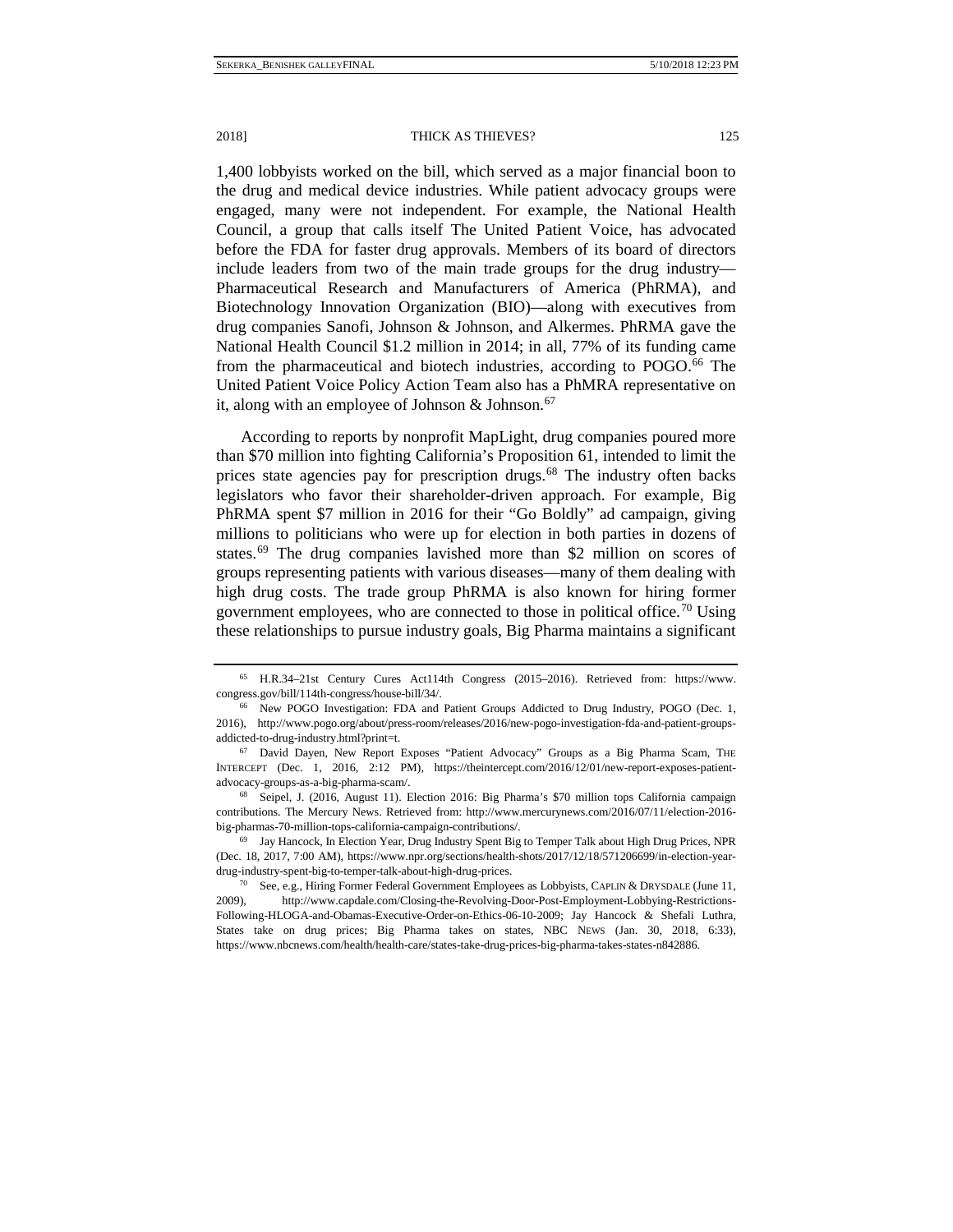1,400 lobbyists worked on the bill, which served as a major financial boon to the drug and medical device industries. While patient advocacy groups were engaged, many were not independent. For example, the National Health Council, a group that calls itself The United Patient Voice, has advocated before the FDA for faster drug approvals. Members of its board of directors include leaders from two of the main trade groups for the drug industry—Pharmaceutical Research and Manufacturers of America (PhRMA), and Biotechnology Innovation Organization (BIO)—along with executives from drug companies Sanofi, Johnson & Johnson, and Alkermes. PhRMA gave the National Health Council $1.2 million in 2014; in all, 77% of its funding came from the pharmaceutical and biotech industries, according to POGO.[66] The United Patient Voice Policy Action Team also has a PhMRA representative on it, along with an employee of Johnson & Johnson.[67]

According to reports by nonprofit MapLight, drug companies poured more than $70 million into fighting California's Proposition 61, intended to limit the prices state agencies pay for prescription drugs.[68] The industry often backs legislators who favor their shareholder-driven approach. For example, Big PhRMA spent $7 million in 2016 for their "Go Boldly" ad campaign, giving millions to politicians who were up for election in both parties in dozens of states.[69] The drug companies lavished more than $2 million on scores of groups representing patients with various diseases—many of them dealing with high drug costs. The trade group PhRMA is also known for hiring former government employees, who are connected to those in political office.[70] Using these relationships to pursue industry goals, Big Pharma maintains a significant

---

[65] H.R.34–21st Century Cures Act114th Congress (2015–2016). Retrieved from: https://www.congress.gov/bill/114th-congress/house-bill/34/.

[66] New POGO Investigation: FDA and Patient Groups Addicted to Drug Industry, POGO (Dec. 1, 2016), http://www.pogo.org/about/press-room/releases/2016/new-pogo-investigation-fda-and-patient-groups-addicted-to-drug-industry.html?print=t.

[67] David Dayen, New Report Exposes "Patient Advocacy" Groups as a Big Pharma Scam, THE INTERCEPT (Dec. 1, 2016, 2:12 PM), https://theintercept.com/2016/12/01/new-report-exposes-patient-advocacy-groups-as-a-big-pharma-scam/.

[68] Seipel, J. (2016, August 11). Election 2016: Big Pharma's $70 million tops California campaign contributions. The Mercury News. Retrieved from: http://www.mercurynews.com/2016/07/11/election-2016-big-pharmas-70-million-tops-california-campaign-contributions/.

[69] Jay Hancock, In Election Year, Drug Industry Spent Big to Temper Talk about High Drug Prices, NPR (Dec. 18, 2017, 7:00 AM), https://www.npr.org/sections/health-shots/2017/12/18/571206699/in-election-year-drug-industry-spent-big-to-temper-talk-about-high-drug-prices.

[70] See, e.g., Hiring Former Federal Government Employees as Lobbyists, CAPLIN & DRYSDALE (June 11, 2009), http://www.capdale.com/Closing-the-Revolving-Door-Post-Employment-Lobbying-Restrictions-Following-HLOGA-and-Obamas-Executive-Order-on-Ethics-06-10-2009; Jay Hancock & Shefali Luthra, States take on drug prices; Big Pharma takes on states, NBC NEWS (Jan. 30, 2018, 6:33), https://www.nbcnews.com/health/health-care/states-take-drug-prices-big-pharma-takes-states-n842886.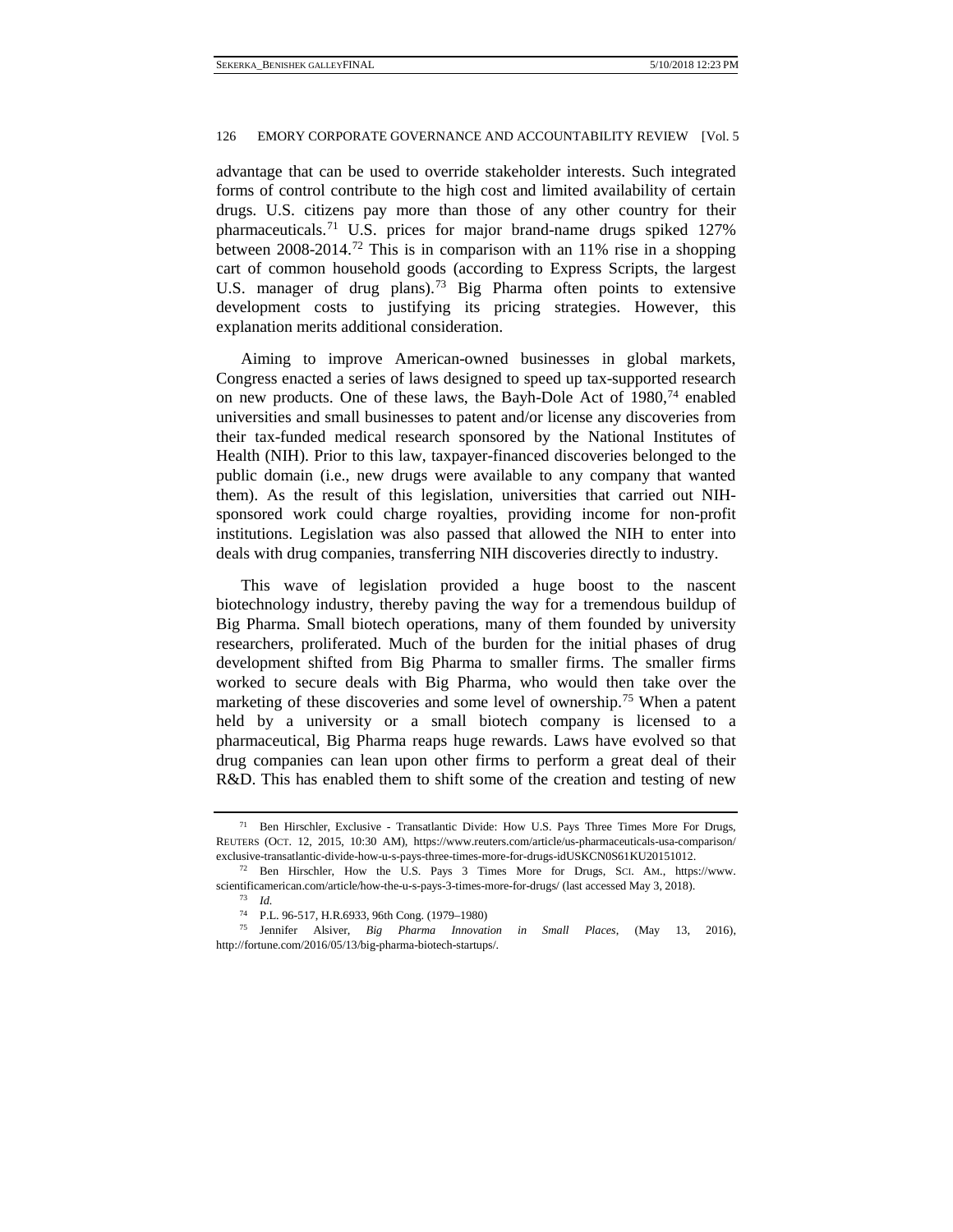advantage that can be used to override stakeholder interests. Such integrated forms of control contribute to the high cost and limited availability of certain drugs. U.S. citizens pay more than those of any other country for their pharmaceuticals.[71] U.S. prices for major brand-name drugs spiked 127% between 2008-2014.[72] This is in comparison with an 11% rise in a shopping cart of common household goods (according to Express Scripts, the largest U.S. manager of drug plans).[73] Big Pharma often points to extensive development costs to justifying its pricing strategies. However, this explanation merits additional consideration.

Aiming to improve American-owned businesses in global markets, Congress enacted a series of laws designed to speed up tax-supported research on new products. One of these laws, the Bayh-Dole Act of 1980,[74] enabled universities and small businesses to patent and/or license any discoveries from their tax-funded medical research sponsored by the National Institutes of Health (NIH). Prior to this law, taxpayer-financed discoveries belonged to the public domain (i.e., new drugs were available to any company that wanted them). As the result of this legislation, universities that carried out NIH-sponsored work could charge royalties, providing income for non-profit institutions. Legislation was also passed that allowed the NIH to enter into deals with drug companies, transferring NIH discoveries directly to industry.

This wave of legislation provided a huge boost to the nascent biotechnology industry, thereby paving the way for a tremendous buildup of Big Pharma. Small biotech operations, many of them founded by university researchers, proliferated. Much of the burden for the initial phases of drug development shifted from Big Pharma to smaller firms. The smaller firms worked to secure deals with Big Pharma, who would then take over the marketing of these discoveries and some level of ownership.[75] When a patent held by a university or a small biotech company is licensed to a pharmaceutical, Big Pharma reaps huge rewards. Laws have evolved so that drug companies can lean upon other firms to perform a great deal of their R&D. This has enabled them to shift some of the creation and testing of new

---

[71] Ben Hirschler, Exclusive - Transatlantic Divide: How U.S. Pays Three Times More For Drugs, REUTERS (OCT. 12, 2015, 10:30 AM), https://www.reuters.com/article/us-pharmaceuticals-usa-comparison/exclusive-transatlantic-divide-how-u-s-pays-three-times-more-for-drugs-idUSKCN0S61KU20151012.

[72] Ben Hirschler, How the U.S. Pays 3 Times More for Drugs, SCI. AM., https://www.scientificamerican.com/article/how-the-u-s-pays-3-times-more-for-drugs/ (last accessed May 3, 2018).

[73] *Id.*

[74] P.L. 96-517, H.R.6933, 96th Cong. (1979–1980)

[75] Jennifer Alsiver, *Big Pharma Innovation in Small Places*, (May 13, 2016), http://fortune.com/2016/05/13/big-pharma-biotech-startups/.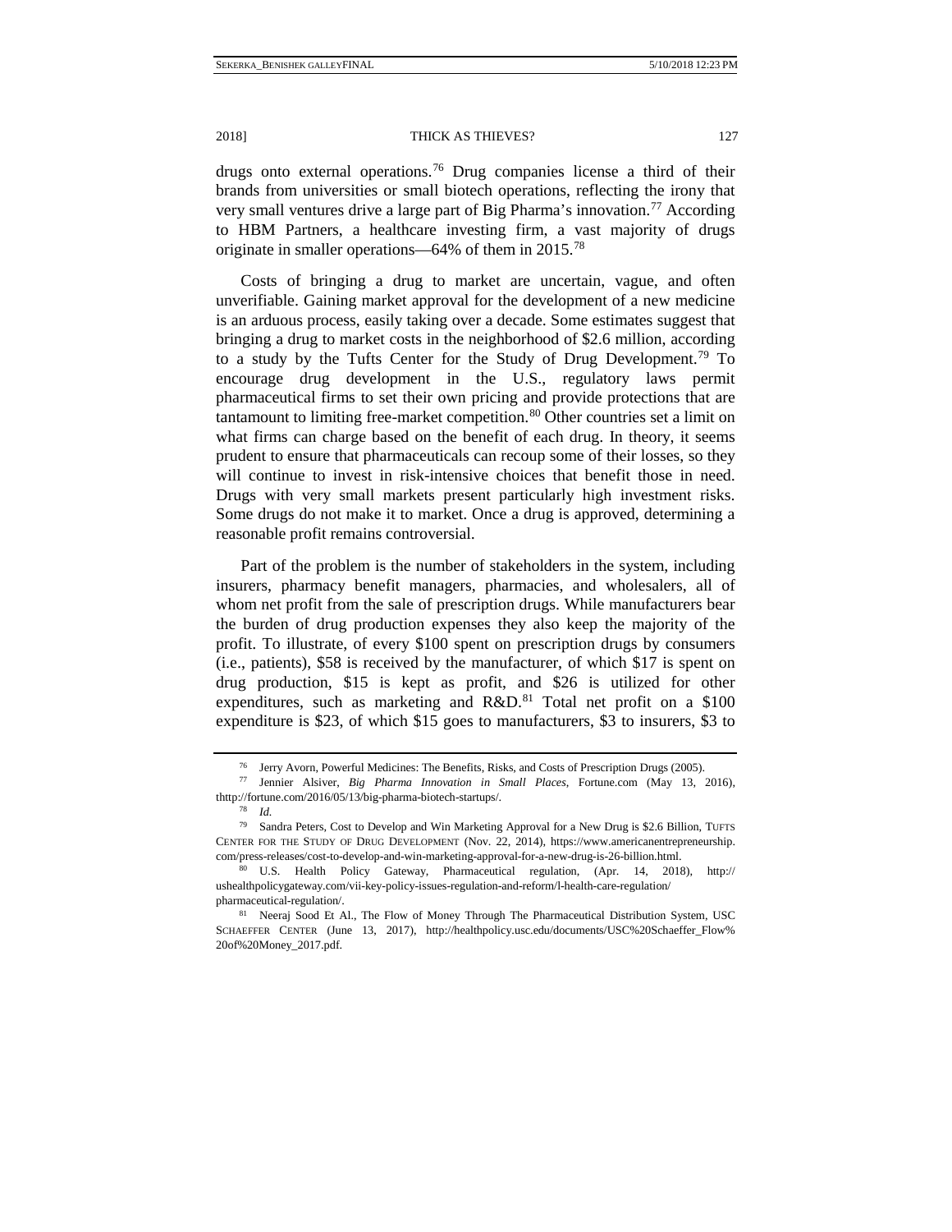drugs onto external operations.[76] Drug companies license a third of their brands from universities or small biotech operations, reflecting the irony that very small ventures drive a large part of Big Pharma's innovation.[77] According to HBM Partners, a healthcare investing firm, a vast majority of drugs originate in smaller operations—64% of them in 2015.[78]

Costs of bringing a drug to market are uncertain, vague, and often unverifiable. Gaining market approval for the development of a new medicine is an arduous process, easily taking over a decade. Some estimates suggest that bringing a drug to market costs in the neighborhood of $2.6 million, according to a study by the Tufts Center for the Study of Drug Development.[79] To encourage drug development in the U.S., regulatory laws permit pharmaceutical firms to set their own pricing and provide protections that are tantamount to limiting free-market competition.[80] Other countries set a limit on what firms can charge based on the benefit of each drug. In theory, it seems prudent to ensure that pharmaceuticals can recoup some of their losses, so they will continue to invest in risk-intensive choices that benefit those in need. Drugs with very small markets present particularly high investment risks. Some drugs do not make it to market. Once a drug is approved, determining a reasonable profit remains controversial.

Part of the problem is the number of stakeholders in the system, including insurers, pharmacy benefit managers, pharmacies, and wholesalers, all of whom net profit from the sale of prescription drugs. While manufacturers bear the burden of drug production expenses they also keep the majority of the profit. To illustrate, of every $100 spent on prescription drugs by consumers (i.e., patients), $58 is received by the manufacturer, of which $17 is spent on drug production, $15 is kept as profit, and $26 is utilized for other expenditures, such as marketing and R&D.[81] Total net profit on a $100 expenditure is $23, of which $15 goes to manufacturers, $3 to insurers, $3 to

---

[76] Jerry Avorn, Powerful Medicines: The Benefits, Risks, and Costs of Prescription Drugs (2005).

[77] Jennier Alsiver, *Big Pharma Innovation in Small Places*, Fortune.com (May 13, 2016), thttp://fortune.com/2016/05/13/big-pharma-biotech-startups/.

[78] *Id.*

[79] Sandra Peters, Cost to Develop and Win Marketing Approval for a New Drug is $2.6 Billion, TUFTS CENTER FOR THE STUDY OF DRUG DEVELOPMENT (Nov. 22, 2014), https://www.americanentrepreneurship.com/press-releases/cost-to-develop-and-win-marketing-approval-for-a-new-drug-is-26-billion.html.

[80] U.S. Health Policy Gateway, Pharmaceutical regulation, (Apr. 14, 2018), http://ushealthpolicygateway.com/vii-key-policy-issues-regulation-and-reform/l-health-care-regulation/pharmaceutical-regulation/.

[81] Neeraj Sood Et Al., The Flow of Money Through The Pharmaceutical Distribution System, USC SCHAEFFER CENTER (June 13, 2017), http://healthpolicy.usc.edu/documents/USC%20Schaeffer_Flow%20of%20Money_2017.pdf.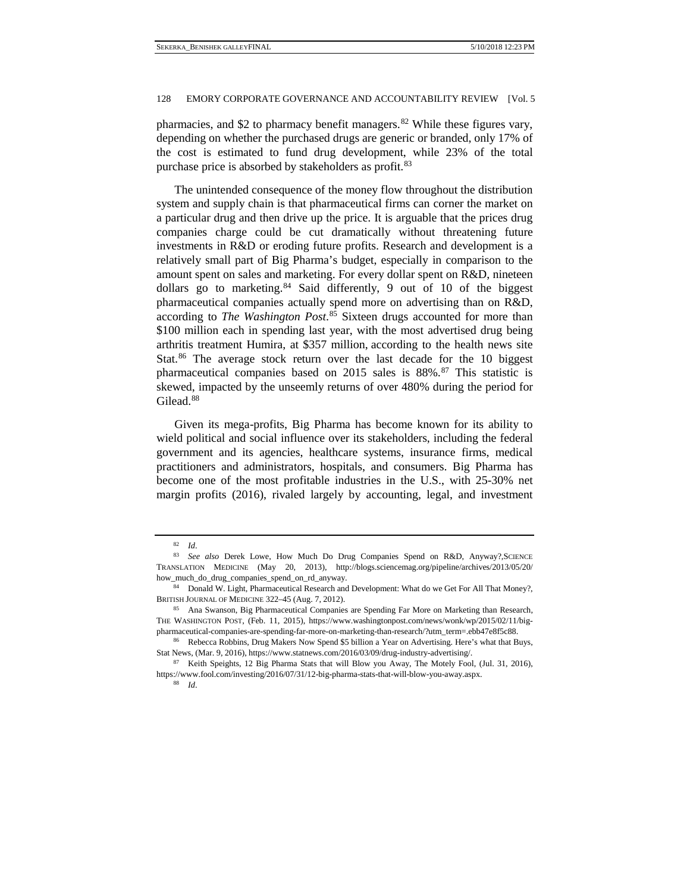pharmacies, and $2 to pharmacy benefit managers.[82] While these figures vary, depending on whether the purchased drugs are generic or branded, only 17% of the cost is estimated to fund drug development, while 23% of the total purchase price is absorbed by stakeholders as profit.[83]

The unintended consequence of the money flow throughout the distribution system and supply chain is that pharmaceutical firms can corner the market on a particular drug and then drive up the price. It is arguable that the prices drug companies charge could be cut dramatically without threatening future investments in R&D or eroding future profits. Research and development is a relatively small part of Big Pharma's budget, especially in comparison to the amount spent on sales and marketing. For every dollar spent on R&D, nineteen dollars go to marketing.[84] Said differently, 9 out of 10 of the biggest pharmaceutical companies actually spend more on advertising than on R&D, according to *The Washington Post*.[85] Sixteen drugs accounted for more than $100 million each in spending last year, with the most advertised drug being arthritis treatment Humira, at $357 million, according to the health news site Stat.[86] The average stock return over the last decade for the 10 biggest pharmaceutical companies based on 2015 sales is 88%.[87] This statistic is skewed, impacted by the unseemly returns of over 480% during the period for Gilead.[88]

Given its mega-profits, Big Pharma has become known for its ability to wield political and social influence over its stakeholders, including the federal government and its agencies, healthcare systems, insurance firms, medical practitioners and administrators, hospitals, and consumers. Big Pharma has become one of the most profitable industries in the U.S., with 25-30% net margin profits (2016), rivaled largely by accounting, legal, and investment

---

[82] *Id*.

[83] *See also* Derek Lowe, How Much Do Drug Companies Spend on R&D, Anyway?,SCIENCE TRANSLATION MEDICINE (May 20, 2013), http://blogs.sciencemag.org/pipeline/archives/2013/05/20/how_much_do_drug_companies_spend_on_rd_anyway.

[84] Donald W. Light, Pharmaceutical Research and Development: What do we Get For All That Money?, BRITISH JOURNAL OF MEDICINE 322–45 (Aug. 7, 2012).

[85] Ana Swanson, Big Pharmaceutical Companies are Spending Far More on Marketing than Research, THE WASHINGTON POST, (Feb. 11, 2015), https://www.washingtonpost.com/news/wonk/wp/2015/02/11/big-pharmaceutical-companies-are-spending-far-more-on-marketing-than-research/?utm_term=.ebb47e8f5c88.

[86] Rebecca Robbins, Drug Makers Now Spend $5 billion a Year on Advertising. Here's what that Buys, Stat News, (Mar. 9, 2016), https://www.statnews.com/2016/03/09/drug-industry-advertising/.

[87] Keith Speights, 12 Big Pharma Stats that will Blow you Away, The Motely Fool, (Jul. 31, 2016), https://www.fool.com/investing/2016/07/31/12-big-pharma-stats-that-will-blow-you-away.aspx.

[88] *Id*.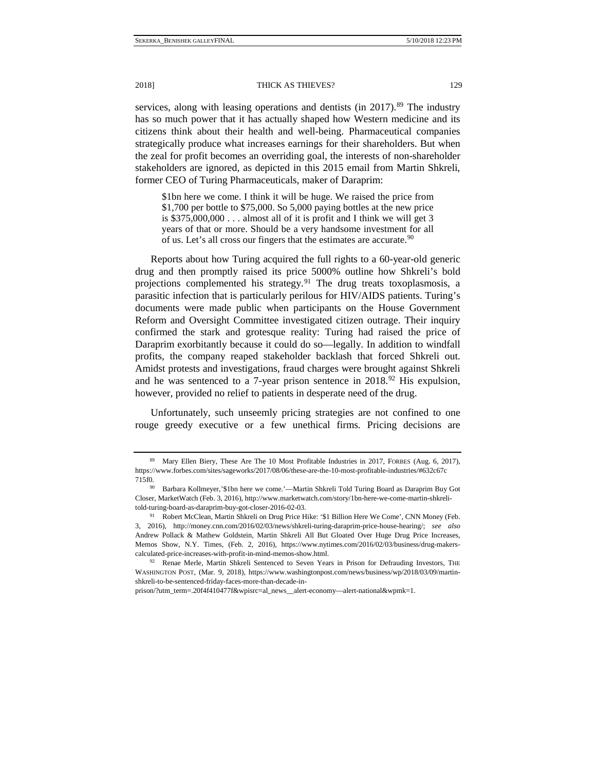services, along with leasing operations and dentists (in 2017).[89] The industry has so much power that it has actually shaped how Western medicine and its citizens think about their health and well-being. Pharmaceutical companies strategically produce what increases earnings for their shareholders. But when the zeal for profit becomes an overriding goal, the interests of non-shareholder stakeholders are ignored, as depicted in this 2015 email from Martin Shkreli, former CEO of Turing Pharmaceuticals, maker of Daraprim:

> $1bn here we come. I think it will be huge. We raised the price from $1,700 per bottle to $75,000. So 5,000 paying bottles at the new price is $375,000,000 . . . almost all of it is profit and I think we will get 3 years of that or more. Should be a very handsome investment for all of us. Let's all cross our fingers that the estimates are accurate.[90]

Reports about how Turing acquired the full rights to a 60-year-old generic drug and then promptly raised its price 5000% outline how Shkreli's bold projections complemented his strategy.[91] The drug treats toxoplasmosis, a parasitic infection that is particularly perilous for HIV/AIDS patients. Turing's documents were made public when participants on the House Government Reform and Oversight Committee investigated citizen outrage. Their inquiry confirmed the stark and grotesque reality: Turing had raised the price of Daraprim exorbitantly because it could do so—legally. In addition to windfall profits, the company reaped stakeholder backlash that forced Shkreli out. Amidst protests and investigations, fraud charges were brought against Shkreli and he was sentenced to a 7-year prison sentence in 2018.[92] His expulsion, however, provided no relief to patients in desperate need of the drug.

Unfortunately, such unseemly pricing strategies are not confined to one rouge greedy executive or a few unethical firms. Pricing decisions are

---

[89] Mary Ellen Biery, These Are The 10 Most Profitable Industries in 2017, FORBES (Aug. 6, 2017), https://www.forbes.com/sites/sageworks/2017/08/06/these-are-the-10-most-profitable-industries/#632c67c715f0.

[90] Barbara Kollmeyer,'$1bn here we come.'—Martin Shkreli Told Turing Board as Daraprim Buy Got Closer, MarketWatch (Feb. 3, 2016), http://www.marketwatch.com/story/1bn-here-we-come-martin-shkreli-told-turing-board-as-daraprim-buy-got-closer-2016-02-03.

[91] Robert McClean, Martin Shkreli on Drug Price Hike: '$1 Billion Here We Come', CNN Money (Feb. 3, 2016), http://money.cnn.com/2016/02/03/news/shkreli-turing-daraprim-price-house-hearing/; *see also* Andrew Pollack & Mathew Goldstein, Martin Shkreli All But Gloated Over Huge Drug Price Increases, Memos Show, N.Y. Times, (Feb. 2, 2016), https://www.nytimes.com/2016/02/03/business/drug-makers-calculated-price-increases-with-profit-in-mind-memos-show.html.

[92] Renae Merle, Martin Shkreli Sentenced to Seven Years in Prison for Defrauding Investors, THE WASHINGTON POST, (Mar. 9, 2018), https://www.washingtonpost.com/news/business/wp/2018/03/09/martin-shkreli-to-be-sentenced-friday-faces-more-than-decade-in-prison/?utm_term=.20f4f410477f&wpisrc=al_news__alert-economy—alert-national&wpmk=1.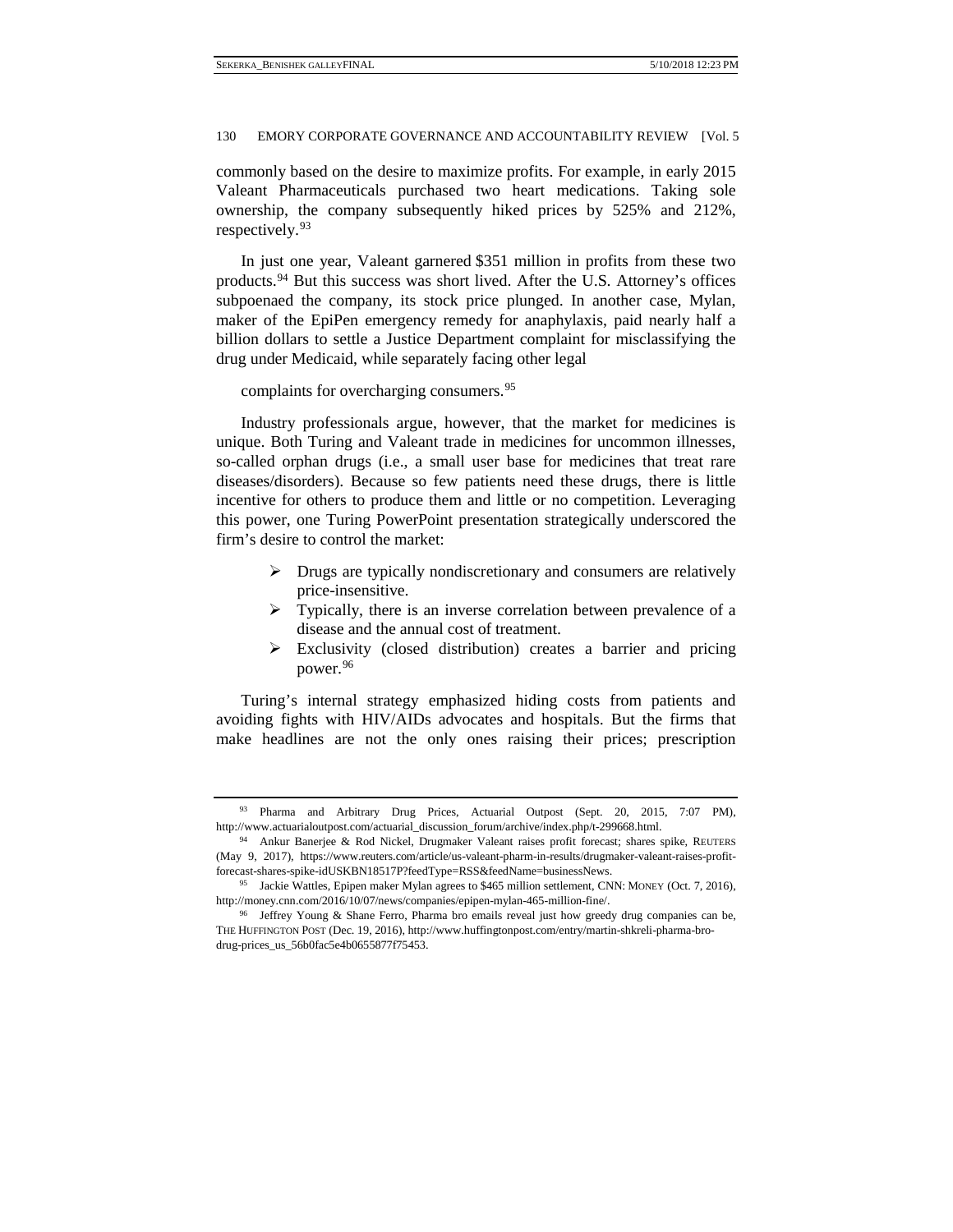commonly based on the desire to maximize profits. For example, in early 2015 Valeant Pharmaceuticals purchased two heart medications. Taking sole ownership, the company subsequently hiked prices by 525% and 212%, respectively.[93]

In just one year, Valeant garnered $351 million in profits from these two products.[94] But this success was short lived. After the U.S. Attorney's offices subpoenaed the company, its stock price plunged. In another case, Mylan, maker of the EpiPen emergency remedy for anaphylaxis, paid nearly half a billion dollars to settle a Justice Department complaint for misclassifying the drug under Medicaid, while separately facing other legal

complaints for overcharging consumers.[95]

Industry professionals argue, however, that the market for medicines is unique. Both Turing and Valeant trade in medicines for uncommon illnesses, so-called orphan drugs (i.e., a small user base for medicines that treat rare diseases/disorders). Because so few patients need these drugs, there is little incentive for others to produce them and little or no competition. Leveraging this power, one Turing PowerPoint presentation strategically underscored the firm's desire to control the market:

- Drugs are typically nondiscretionary and consumers are relatively price-insensitive.
- Typically, there is an inverse correlation between prevalence of a disease and the annual cost of treatment.
- Exclusivity (closed distribution) creates a barrier and pricing power.[96]

Turing's internal strategy emphasized hiding costs from patients and avoiding fights with HIV/AIDs advocates and hospitals. But the firms that make headlines are not the only ones raising their prices; prescription

---

[93] Pharma and Arbitrary Drug Prices, Actuarial Outpost (Sept. 20, 2015, 7:07 PM), http://www.actuarialoutpost.com/actuarial_discussion_forum/archive/index.php/t-299668.html.

[94] Ankur Banerjee & Rod Nickel, Drugmaker Valeant raises profit forecast; shares spike, REUTERS (May 9, 2017), https://www.reuters.com/article/us-valeant-pharm-in-results/drugmaker-valeant-raises-profit-forecast-shares-spike-idUSKBN18517P?feedType=RSS&feedName=businessNews.

[95] Jackie Wattles, Epipen maker Mylan agrees to $465 million settlement, CNN: MONEY (Oct. 7, 2016), http://money.cnn.com/2016/10/07/news/companies/epipen-mylan-465-million-fine/.

[96] Jeffrey Young & Shane Ferro, Pharma bro emails reveal just how greedy drug companies can be, THE HUFFINGTON POST (Dec. 19, 2016), http://www.huffingtonpost.com/entry/martin-shkreli-pharma-bro-drug-prices_us_56b0fac5e4b0655877f75453.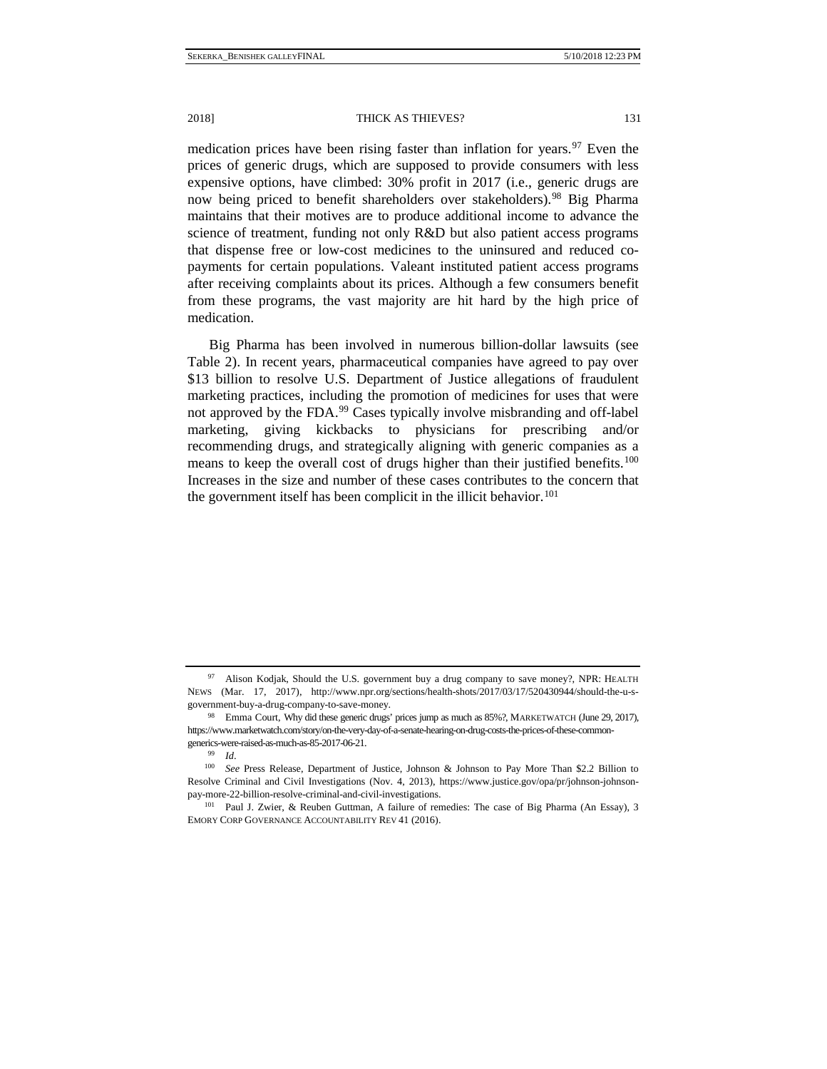medication prices have been rising faster than inflation for years.[97] Even the prices of generic drugs, which are supposed to provide consumers with less expensive options, have climbed: 30% profit in 2017 (i.e., generic drugs are now being priced to benefit shareholders over stakeholders).[98] Big Pharma maintains that their motives are to produce additional income to advance the science of treatment, funding not only R&D but also patient access programs that dispense free or low-cost medicines to the uninsured and reduced co-payments for certain populations. Valeant instituted patient access programs after receiving complaints about its prices. Although a few consumers benefit from these programs, the vast majority are hit hard by the high price of medication.

Big Pharma has been involved in numerous billion-dollar lawsuits (see Table 2). In recent years, pharmaceutical companies have agreed to pay over $13 billion to resolve U.S. Department of Justice allegations of fraudulent marketing practices, including the promotion of medicines for uses that were not approved by the FDA.[99] Cases typically involve misbranding and off-label marketing, giving kickbacks to physicians for prescribing and/or recommending drugs, and strategically aligning with generic companies as a means to keep the overall cost of drugs higher than their justified benefits.[100] Increases in the size and number of these cases contributes to the concern that the government itself has been complicit in the illicit behavior.[101]

---

[97] Alison Kodjak, Should the U.S. government buy a drug company to save money?, NPR: HEALTH NEWS (Mar. 17, 2017), http://www.npr.org/sections/health-shots/2017/03/17/520430944/should-the-u-s-government-buy-a-drug-company-to-save-money.

[98] Emma Court, Why did these generic drugs' prices jump as much as 85%?, MARKETWATCH (June 29, 2017), https://www.marketwatch.com/story/on-the-very-day-of-a-senate-hearing-on-drug-costs-the-prices-of-these-common-generics-were-raised-as-much-as-85-2017-06-21.

[99] *Id*.

[100] *See* Press Release, Department of Justice, Johnson & Johnson to Pay More Than $2.2 Billion to Resolve Criminal and Civil Investigations (Nov. 4, 2013), https://www.justice.gov/opa/pr/johnson-johnson-pay-more-22-billion-resolve-criminal-and-civil-investigations.

[101] Paul J. Zwier, & Reuben Guttman, A failure of remedies: The case of Big Pharma (An Essay), 3 EMORY CORP GOVERNANCE ACCOUNTABILITY REV 41 (2016).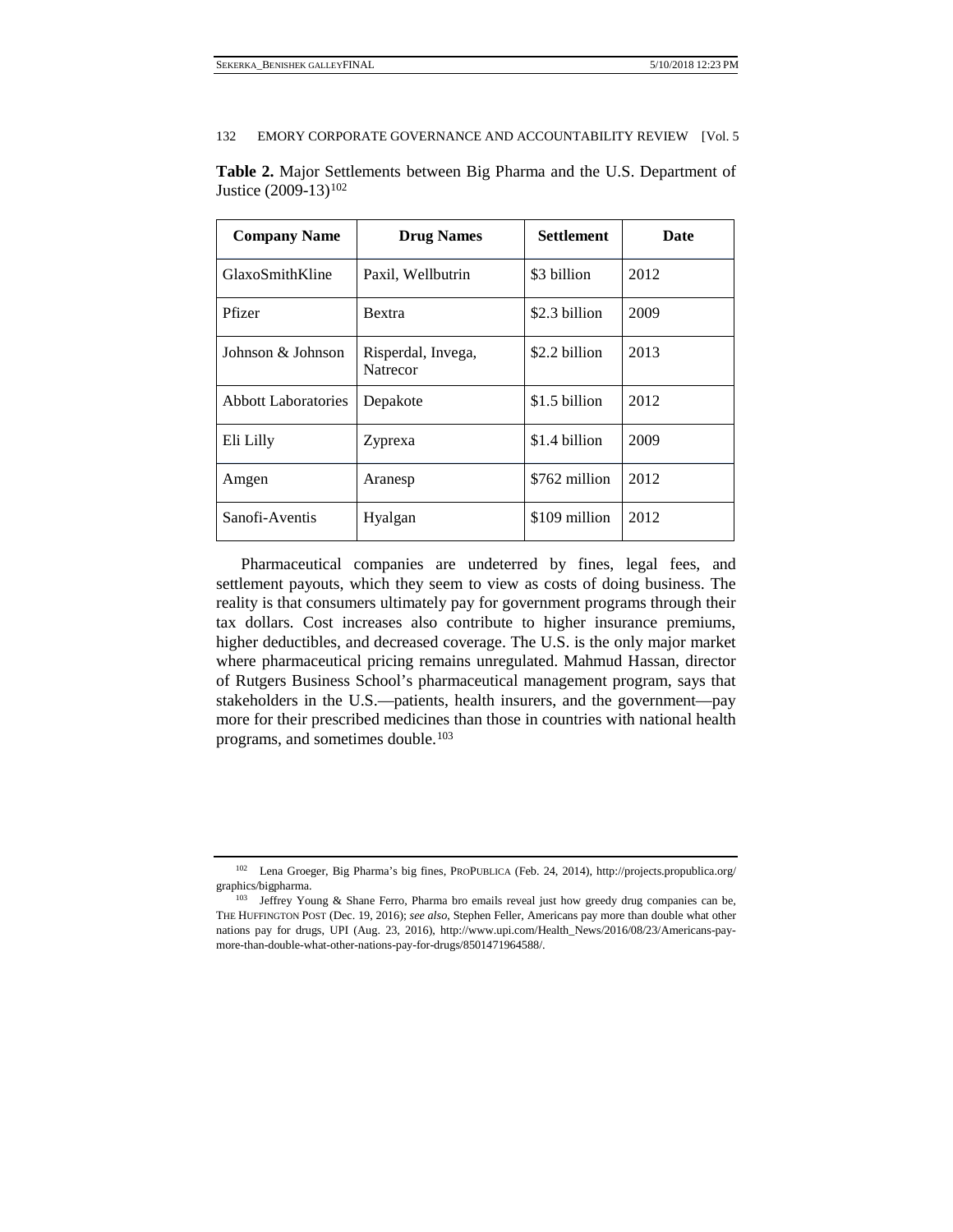**Table 2.** Major Settlements between Big Pharma and the U.S. Department of Justice (2009-13)[102]

| Company Name | Drug Names | Settlement | Date |
|---|---|---|---|
| GlaxoSmithKline | Paxil, Wellbutrin | $3 billion | 2012 |
| Pfizer | Bextra | $2.3 billion | 2009 |
| Johnson & Johnson | Risperdal, Invega, Natrecor | $2.2 billion | 2013 |
| Abbott Laboratories | Depakote | $1.5 billion | 2012 |
| Eli Lilly | Zyprexa | $1.4 billion | 2009 |
| Amgen | Aranesp | $762 million | 2012 |
| Sanofi-Aventis | Hyalgan | $109 million | 2012 |

Pharmaceutical companies are undeterred by fines, legal fees, and settlement payouts, which they seem to view as costs of doing business. The reality is that consumers ultimately pay for government programs through their tax dollars. Cost increases also contribute to higher insurance premiums, higher deductibles, and decreased coverage. The U.S. is the only major market where pharmaceutical pricing remains unregulated. Mahmud Hassan, director of Rutgers Business School's pharmaceutical management program, says that stakeholders in the U.S.—patients, health insurers, and the government—pay more for their prescribed medicines than those in countries with national health programs, and sometimes double.[103]

---

[102] Lena Groeger, Big Pharma's big fines, PROPUBLICA (Feb. 24, 2014), http://projects.propublica.org/graphics/bigpharma.

[103] Jeffrey Young & Shane Ferro, Pharma bro emails reveal just how greedy drug companies can be, THE HUFFINGTON POST (Dec. 19, 2016); *see also*, Stephen Feller, Americans pay more than double what other nations pay for drugs, UPI (Aug. 23, 2016), http://www.upi.com/Health_News/2016/08/23/Americans-pay-more-than-double-what-other-nations-pay-for-drugs/8501471964588/.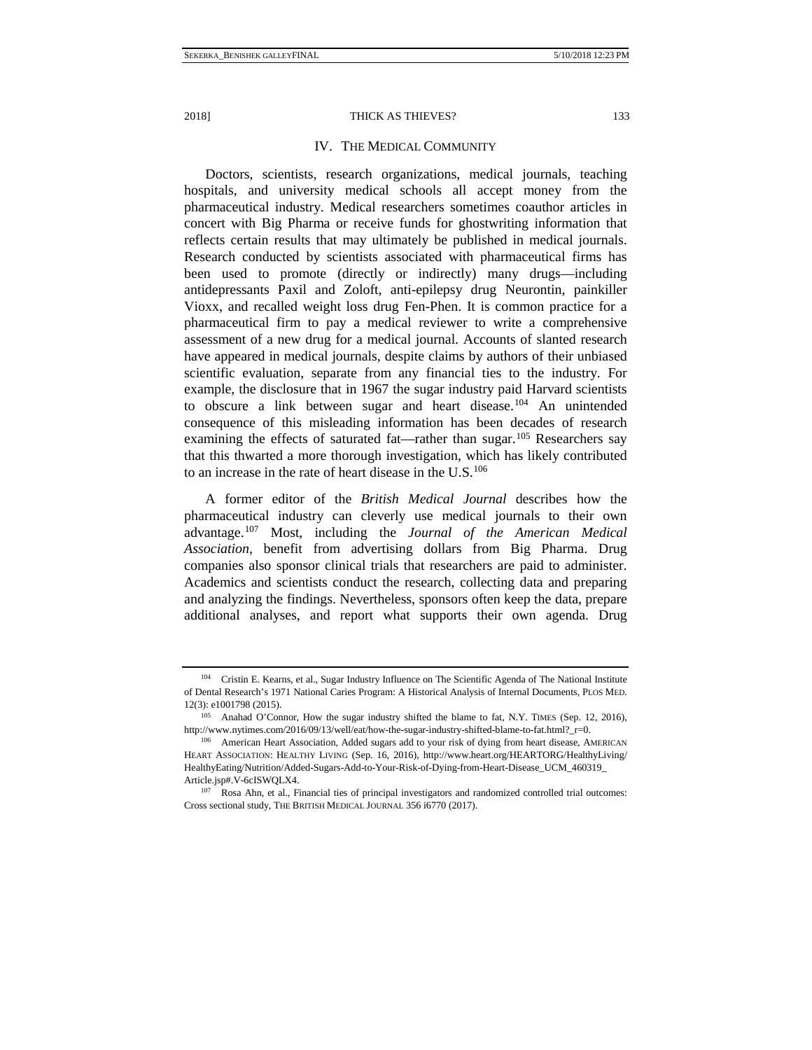## IV. THE MEDICAL COMMUNITY

Doctors, scientists, research organizations, medical journals, teaching hospitals, and university medical schools all accept money from the pharmaceutical industry. Medical researchers sometimes coauthor articles in concert with Big Pharma or receive funds for ghostwriting information that reflects certain results that may ultimately be published in medical journals. Research conducted by scientists associated with pharmaceutical firms has been used to promote (directly or indirectly) many drugs—including antidepressants Paxil and Zoloft, anti-epilepsy drug Neurontin, painkiller Vioxx, and recalled weight loss drug Fen-Phen. It is common practice for a pharmaceutical firm to pay a medical reviewer to write a comprehensive assessment of a new drug for a medical journal. Accounts of slanted research have appeared in medical journals, despite claims by authors of their unbiased scientific evaluation, separate from any financial ties to the industry. For example, the disclosure that in 1967 the sugar industry paid Harvard scientists to obscure a link between sugar and heart disease.[104] An unintended consequence of this misleading information has been decades of research examining the effects of saturated fat—rather than sugar.[105] Researchers say that this thwarted a more thorough investigation, which has likely contributed to an increase in the rate of heart disease in the U.S.[106]

A former editor of the *British Medical Journal* describes how the pharmaceutical industry can cleverly use medical journals to their own advantage.[107] Most, including the *Journal of the American Medical Association*, benefit from advertising dollars from Big Pharma. Drug companies also sponsor clinical trials that researchers are paid to administer. Academics and scientists conduct the research, collecting data and preparing and analyzing the findings. Nevertheless, sponsors often keep the data, prepare additional analyses, and report what supports their own agenda. Drug

---

[104] Cristin E. Kearns, et al., Sugar Industry Influence on The Scientific Agenda of The National Institute of Dental Research's 1971 National Caries Program: A Historical Analysis of Internal Documents, PLOS MED. 12(3): e1001798 (2015).

[105] Anahad O'Connor, How the sugar industry shifted the blame to fat, N.Y. TIMES (Sep. 12, 2016), http://www.nytimes.com/2016/09/13/well/eat/how-the-sugar-industry-shifted-blame-to-fat.html?_r=0.

[106] American Heart Association, Added sugars add to your risk of dying from heart disease, AMERICAN HEART ASSOCIATION: HEALTHY LIVING (Sep. 16, 2016), http://www.heart.org/HEARTORG/HealthyLiving/HealthyEating/Nutrition/Added-Sugars-Add-to-Your-Risk-of-Dying-from-Heart-Disease_UCM_460319_Article.jsp#.V-6cISWQLX4.

[107] Rosa Ahn, et al., Financial ties of principal investigators and randomized controlled trial outcomes: Cross sectional study, THE BRITISH MEDICAL JOURNAL 356 i6770 (2017).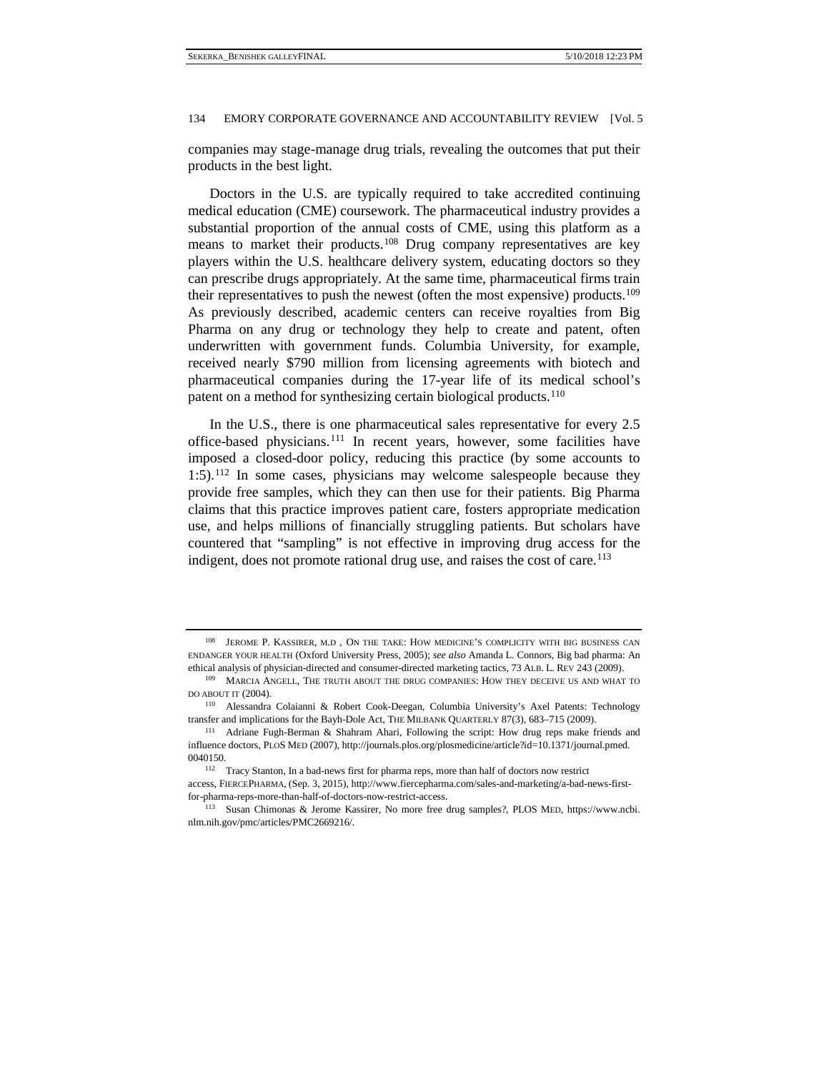companies may stage-manage drug trials, revealing the outcomes that put their products in the best light.

Doctors in the U.S. are typically required to take accredited continuing medical education (CME) coursework. The pharmaceutical industry provides a substantial proportion of the annual costs of CME, using this platform as a means to market their products.[108] Drug company representatives are key players within the U.S. healthcare delivery system, educating doctors so they can prescribe drugs appropriately. At the same time, pharmaceutical firms train their representatives to push the newest (often the most expensive) products.[109] As previously described, academic centers can receive royalties from Big Pharma on any drug or technology they help to create and patent, often underwritten with government funds. Columbia University, for example, received nearly $790 million from licensing agreements with biotech and pharmaceutical companies during the 17-year life of its medical school's patent on a method for synthesizing certain biological products.[110]

In the U.S., there is one pharmaceutical sales representative for every 2.5 office-based physicians.[111] In recent years, however, some facilities have imposed a closed-door policy, reducing this practice (by some accounts to 1:5).[112] In some cases, physicians may welcome salespeople because they provide free samples, which they can then use for their patients. Big Pharma claims that this practice improves patient care, fosters appropriate medication use, and helps millions of financially struggling patients. But scholars have countered that "sampling" is not effective in improving drug access for the indigent, does not promote rational drug use, and raises the cost of care.[113]

---

[108] JEROME P. KASSIRER, M.D , ON THE TAKE: HOW MEDICINE'S COMPLICITY WITH BIG BUSINESS CAN ENDANGER YOUR HEALTH (Oxford University Press, 2005); *see also* Amanda L. Connors, Big bad pharma: An ethical analysis of physician-directed and consumer-directed marketing tactics, 73 ALB. L. REV 243 (2009).

[109] MARCIA ANGELL, THE TRUTH ABOUT THE DRUG COMPANIES: HOW THEY DECEIVE US AND WHAT TO DO ABOUT IT (2004).

[110] Alessandra Colaianni & Robert Cook-Deegan, Columbia University's Axel Patents: Technology transfer and implications for the Bayh-Dole Act, THE MILBANK QUARTERLY 87(3), 683–715 (2009).

[111] Adriane Fugh-Berman & Shahram Ahari, Following the script: How drug reps make friends and influence doctors, PLOS MED (2007), http://journals.plos.org/plosmedicine/article?id=10.1371/journal.pmed.0040150.

[112] Tracy Stanton, In a bad-news first for pharma reps, more than half of doctors now restrict access, FIERCEPHARMA, (Sep. 3, 2015), http://www.fiercepharma.com/sales-and-marketing/a-bad-news-first-for-pharma-reps-more-than-half-of-doctors-now-restrict-access.

[113] Susan Chimonas & Jerome Kassirer, No more free drug samples?, PLOS MED, https://www.ncbi.nlm.nih.gov/pmc/articles/PMC2669216/.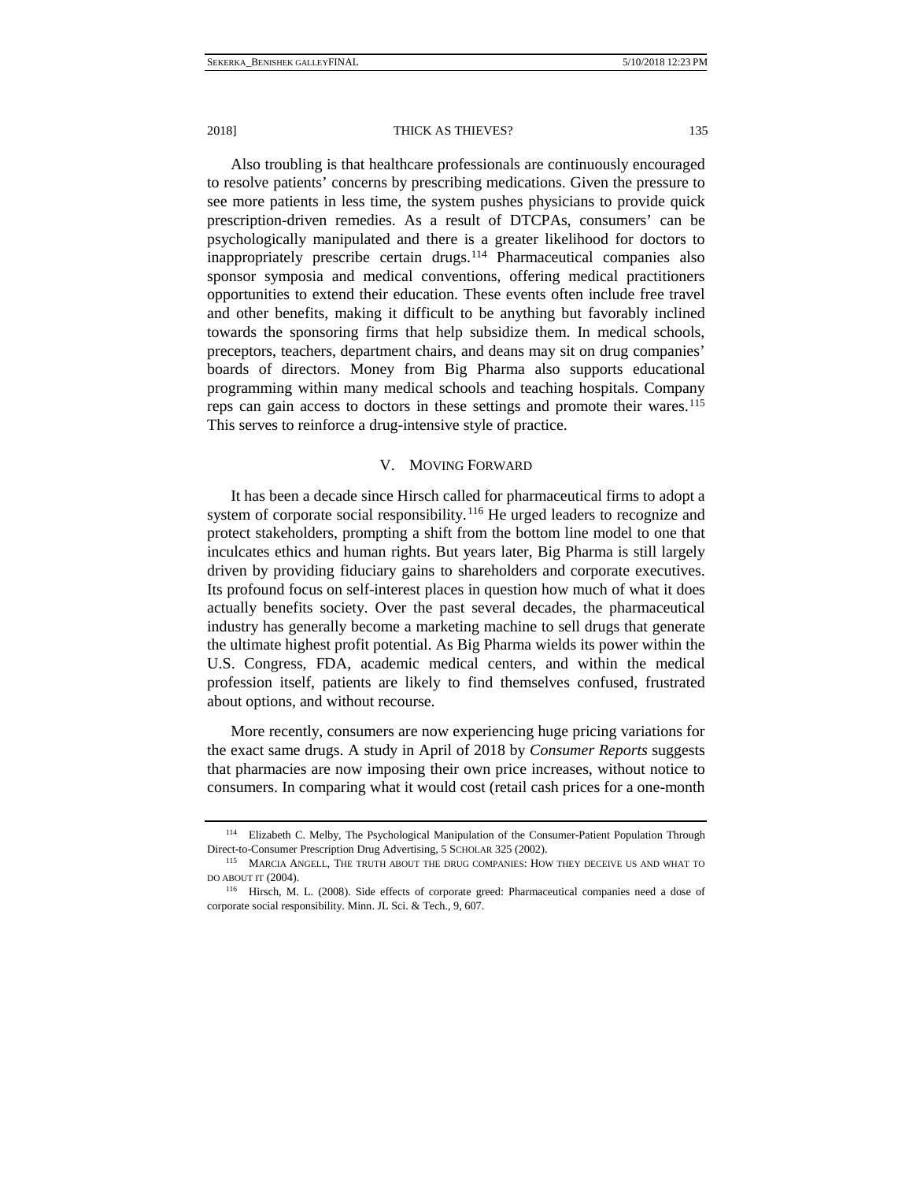Also troubling is that healthcare professionals are continuously encouraged to resolve patients' concerns by prescribing medications. Given the pressure to see more patients in less time, the system pushes physicians to provide quick prescription-driven remedies. As a result of DTCPAs, consumers' can be psychologically manipulated and there is a greater likelihood for doctors to inappropriately prescribe certain drugs.[114] Pharmaceutical companies also sponsor symposia and medical conventions, offering medical practitioners opportunities to extend their education. These events often include free travel and other benefits, making it difficult to be anything but favorably inclined towards the sponsoring firms that help subsidize them. In medical schools, preceptors, teachers, department chairs, and deans may sit on drug companies' boards of directors. Money from Big Pharma also supports educational programming within many medical schools and teaching hospitals. Company reps can gain access to doctors in these settings and promote their wares.[115] This serves to reinforce a drug-intensive style of practice.

## V. MOVING FORWARD

It has been a decade since Hirsch called for pharmaceutical firms to adopt a system of corporate social responsibility.[116] He urged leaders to recognize and protect stakeholders, prompting a shift from the bottom line model to one that inculcates ethics and human rights. But years later, Big Pharma is still largely driven by providing fiduciary gains to shareholders and corporate executives. Its profound focus on self-interest places in question how much of what it does actually benefits society. Over the past several decades, the pharmaceutical industry has generally become a marketing machine to sell drugs that generate the ultimate highest profit potential. As Big Pharma wields its power within the U.S. Congress, FDA, academic medical centers, and within the medical profession itself, patients are likely to find themselves confused, frustrated about options, and without recourse.

More recently, consumers are now experiencing huge pricing variations for the exact same drugs. A study in April of 2018 by *Consumer Reports* suggests that pharmacies are now imposing their own price increases, without notice to consumers. In comparing what it would cost (retail cash prices for a one-month

---

[114] Elizabeth C. Melby, The Psychological Manipulation of the Consumer-Patient Population Through Direct-to-Consumer Prescription Drug Advertising, 5 SCHOLAR 325 (2002).

[115] MARCIA ANGELL, THE TRUTH ABOUT THE DRUG COMPANIES: HOW THEY DECEIVE US AND WHAT TO DO ABOUT IT (2004).

[116] Hirsch, M. L. (2008). Side effects of corporate greed: Pharmaceutical companies need a dose of corporate social responsibility. Minn. JL Sci. & Tech., 9, 607.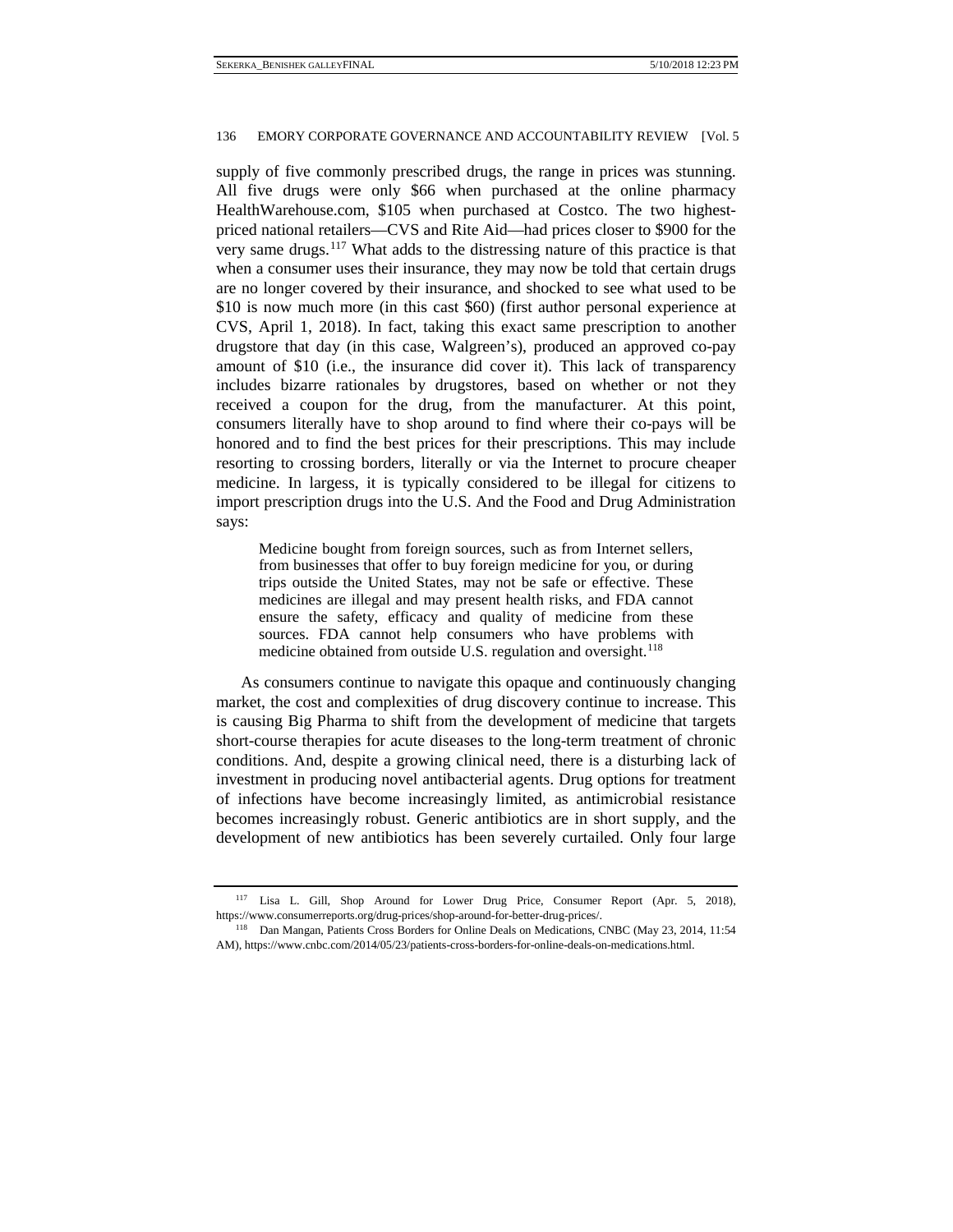supply of five commonly prescribed drugs, the range in prices was stunning. All five drugs were only $66 when purchased at the online pharmacy HealthWarehouse.com, $105 when purchased at Costco. The two highest-priced national retailers—CVS and Rite Aid—had prices closer to $900 for the very same drugs.[117] What adds to the distressing nature of this practice is that when a consumer uses their insurance, they may now be told that certain drugs are no longer covered by their insurance, and shocked to see what used to be $10 is now much more (in this cast $60) (first author personal experience at CVS, April 1, 2018). In fact, taking this exact same prescription to another drugstore that day (in this case, Walgreen's), produced an approved co-pay amount of $10 (i.e., the insurance did cover it). This lack of transparency includes bizarre rationales by drugstores, based on whether or not they received a coupon for the drug, from the manufacturer. At this point, consumers literally have to shop around to find where their co-pays will be honored and to find the best prices for their prescriptions. This may include resorting to crossing borders, literally or via the Internet to procure cheaper medicine. In largess, it is typically considered to be illegal for citizens to import prescription drugs into the U.S. And the Food and Drug Administration says:

> Medicine bought from foreign sources, such as from Internet sellers, from businesses that offer to buy foreign medicine for you, or during trips outside the United States, may not be safe or effective. These medicines are illegal and may present health risks, and FDA cannot ensure the safety, efficacy and quality of medicine from these sources. FDA cannot help consumers who have problems with medicine obtained from outside U.S. regulation and oversight.[118]

As consumers continue to navigate this opaque and continuously changing market, the cost and complexities of drug discovery continue to increase. This is causing Big Pharma to shift from the development of medicine that targets short-course therapies for acute diseases to the long-term treatment of chronic conditions. And, despite a growing clinical need, there is a disturbing lack of investment in producing novel antibacterial agents. Drug options for treatment of infections have become increasingly limited, as antimicrobial resistance becomes increasingly robust. Generic antibiotics are in short supply, and the development of new antibiotics has been severely curtailed. Only four large

---

[117] Lisa L. Gill, Shop Around for Lower Drug Price, Consumer Report (Apr. 5, 2018), https://www.consumerreports.org/drug-prices/shop-around-for-better-drug-prices/.

[118] Dan Mangan, Patients Cross Borders for Online Deals on Medications, CNBC (May 23, 2014, 11:54 AM), https://www.cnbc.com/2014/05/23/patients-cross-borders-for-online-deals-on-medications.html.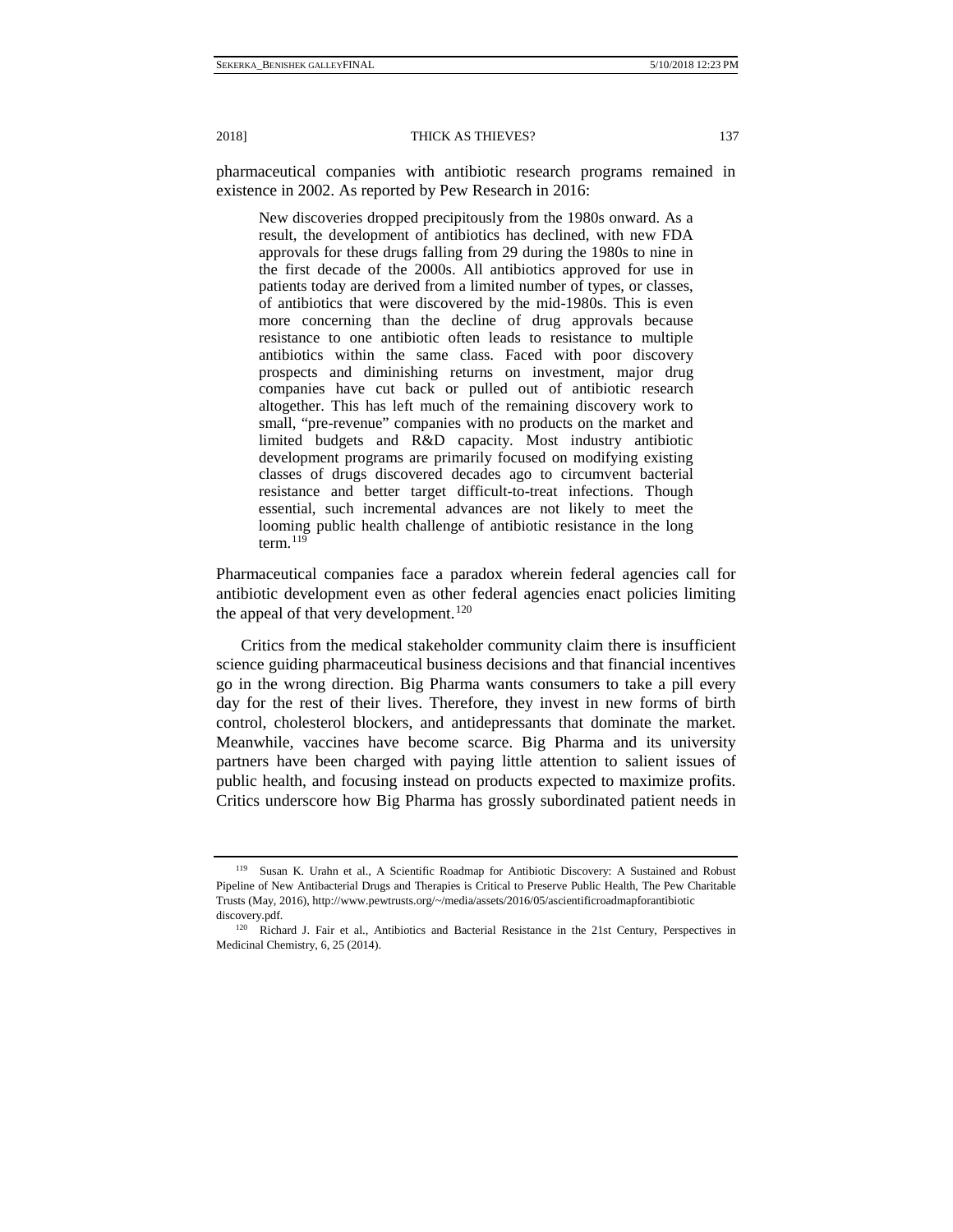pharmaceutical companies with antibiotic research programs remained in existence in 2002. As reported by Pew Research in 2016:

> New discoveries dropped precipitously from the 1980s onward. As a result, the development of antibiotics has declined, with new FDA approvals for these drugs falling from 29 during the 1980s to nine in the first decade of the 2000s. All antibiotics approved for use in patients today are derived from a limited number of types, or classes, of antibiotics that were discovered by the mid-1980s. This is even more concerning than the decline of drug approvals because resistance to one antibiotic often leads to resistance to multiple antibiotics within the same class. Faced with poor discovery prospects and diminishing returns on investment, major drug companies have cut back or pulled out of antibiotic research altogether. This has left much of the remaining discovery work to small, "pre-revenue" companies with no products on the market and limited budgets and R&D capacity. Most industry antibiotic development programs are primarily focused on modifying existing classes of drugs discovered decades ago to circumvent bacterial resistance and better target difficult-to-treat infections. Though essential, such incremental advances are not likely to meet the looming public health challenge of antibiotic resistance in the long term.[119]

Pharmaceutical companies face a paradox wherein federal agencies call for antibiotic development even as other federal agencies enact policies limiting the appeal of that very development.[120]

Critics from the medical stakeholder community claim there is insufficient science guiding pharmaceutical business decisions and that financial incentives go in the wrong direction. Big Pharma wants consumers to take a pill every day for the rest of their lives. Therefore, they invest in new forms of birth control, cholesterol blockers, and antidepressants that dominate the market. Meanwhile, vaccines have become scarce. Big Pharma and its university partners have been charged with paying little attention to salient issues of public health, and focusing instead on products expected to maximize profits. Critics underscore how Big Pharma has grossly subordinated patient needs in

---

[119] Susan K. Urahn et al., A Scientific Roadmap for Antibiotic Discovery: A Sustained and Robust Pipeline of New Antibacterial Drugs and Therapies is Critical to Preserve Public Health, The Pew Charitable Trusts (May, 2016), http://www.pewtrusts.org/~/media/assets/2016/05/ascientificroadmapforantibiotic discovery.pdf.

[120] Richard J. Fair et al., Antibiotics and Bacterial Resistance in the 21st Century, Perspectives in Medicinal Chemistry, 6, 25 (2014).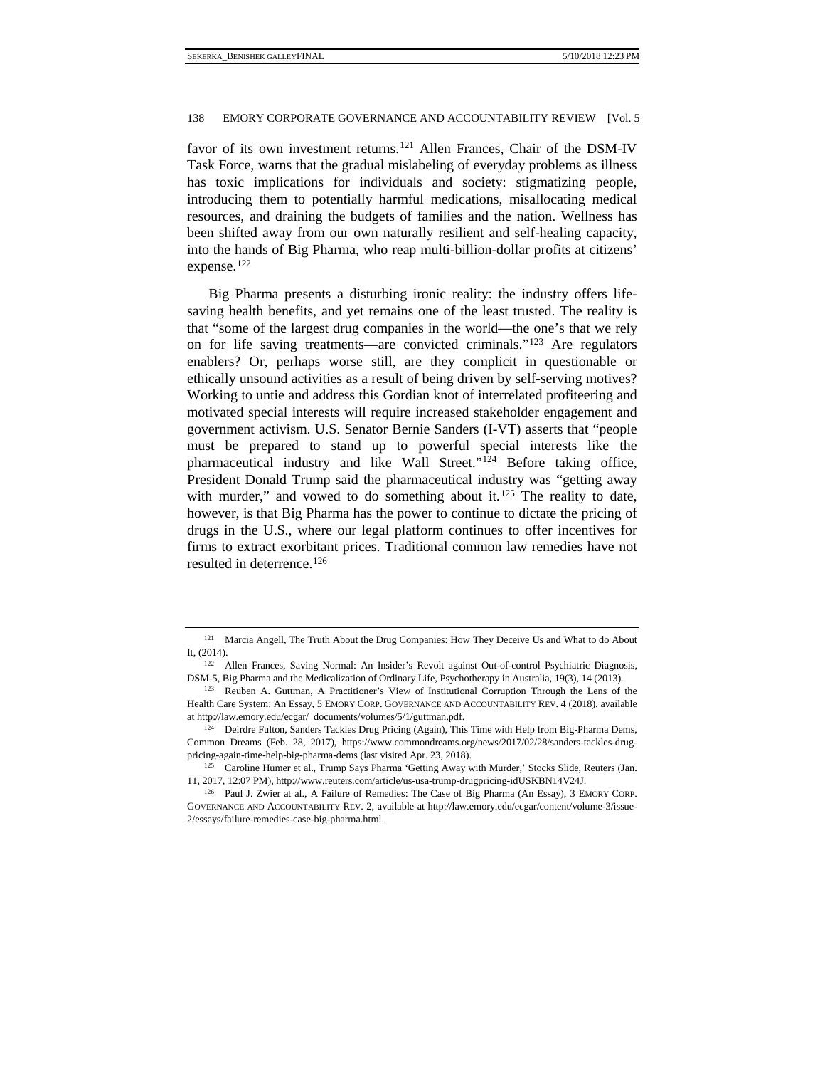favor of its own investment returns.[121] Allen Frances, Chair of the DSM-IV Task Force, warns that the gradual mislabeling of everyday problems as illness has toxic implications for individuals and society: stigmatizing people, introducing them to potentially harmful medications, misallocating medical resources, and draining the budgets of families and the nation. Wellness has been shifted away from our own naturally resilient and self-healing capacity, into the hands of Big Pharma, who reap multi-billion-dollar profits at citizens' expense.[122]

Big Pharma presents a disturbing ironic reality: the industry offers life-saving health benefits, and yet remains one of the least trusted. The reality is that "some of the largest drug companies in the world—the one's that we rely on for life saving treatments—are convicted criminals."[123] Are regulators enablers? Or, perhaps worse still, are they complicit in questionable or ethically unsound activities as a result of being driven by self-serving motives? Working to untie and address this Gordian knot of interrelated profiteering and motivated special interests will require increased stakeholder engagement and government activism. U.S. Senator Bernie Sanders (I-VT) asserts that "people must be prepared to stand up to powerful special interests like the pharmaceutical industry and like Wall Street."[124] Before taking office, President Donald Trump said the pharmaceutical industry was "getting away with murder," and vowed to do something about it.[125] The reality to date, however, is that Big Pharma has the power to continue to dictate the pricing of drugs in the U.S., where our legal platform continues to offer incentives for firms to extract exorbitant prices. Traditional common law remedies have not resulted in deterrence.[126]

---

[121] Marcia Angell, The Truth About the Drug Companies: How They Deceive Us and What to do About It, (2014).

[122] Allen Frances, Saving Normal: An Insider's Revolt against Out-of-control Psychiatric Diagnosis, DSM-5, Big Pharma and the Medicalization of Ordinary Life, Psychotherapy in Australia, 19(3), 14 (2013).

[123] Reuben A. Guttman, A Practitioner's View of Institutional Corruption Through the Lens of the Health Care System: An Essay, 5 EMORY CORP. GOVERNANCE AND ACCOUNTABILITY REV. 4 (2018), available at http://law.emory.edu/ecgar/_documents/volumes/5/1/guttman.pdf.

[124] Deirdre Fulton, Sanders Tackles Drug Pricing (Again), This Time with Help from Big-Pharma Dems, Common Dreams (Feb. 28, 2017), https://www.commondreams.org/news/2017/02/28/sanders-tackles-drug-pricing-again-time-help-big-pharma-dems (last visited Apr. 23, 2018).

[125] Caroline Humer et al., Trump Says Pharma 'Getting Away with Murder,' Stocks Slide, Reuters (Jan. 11, 2017, 12:07 PM), http://www.reuters.com/article/us-usa-trump-drugpricing-idUSKBN14V24J.

[126] Paul J. Zwier at al., A Failure of Remedies: The Case of Big Pharma (An Essay), 3 EMORY CORP. GOVERNANCE AND ACCOUNTABILITY REV. 2, available at http://law.emory.edu/ecgar/content/volume-3/issue-2/essays/failure-remedies-case-big-pharma.html.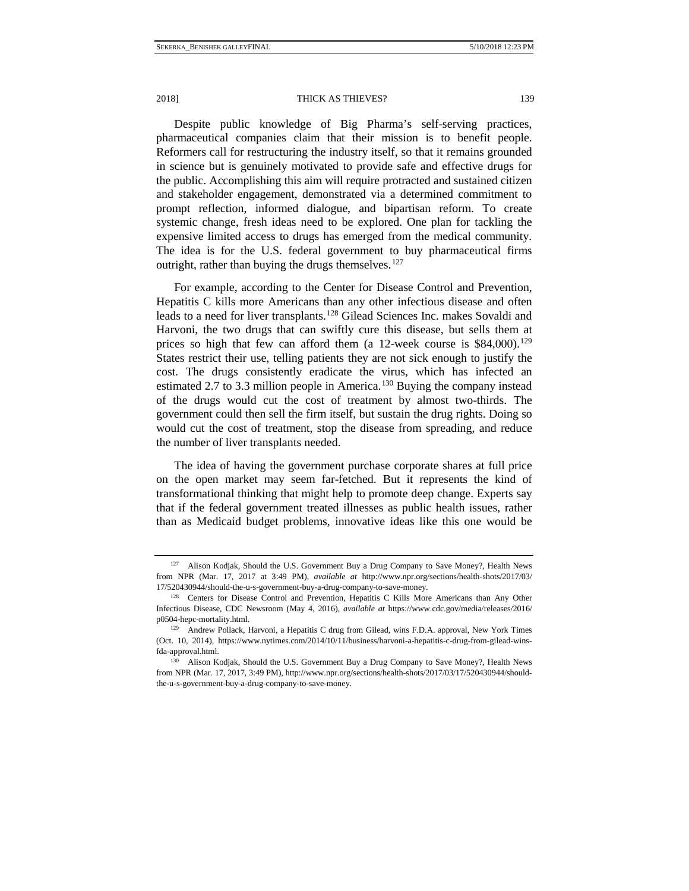Despite public knowledge of Big Pharma's self-serving practices, pharmaceutical companies claim that their mission is to benefit people. Reformers call for restructuring the industry itself, so that it remains grounded in science but is genuinely motivated to provide safe and effective drugs for the public. Accomplishing this aim will require protracted and sustained citizen and stakeholder engagement, demonstrated via a determined commitment to prompt reflection, informed dialogue, and bipartisan reform. To create systemic change, fresh ideas need to be explored. One plan for tackling the expensive limited access to drugs has emerged from the medical community. The idea is for the U.S. federal government to buy pharmaceutical firms outright, rather than buying the drugs themselves.[127]

For example, according to the Center for Disease Control and Prevention, Hepatitis C kills more Americans than any other infectious disease and often leads to a need for liver transplants.[128] Gilead Sciences Inc. makes Sovaldi and Harvoni, the two drugs that can swiftly cure this disease, but sells them at prices so high that few can afford them (a 12-week course is $84,000).[129] States restrict their use, telling patients they are not sick enough to justify the cost. The drugs consistently eradicate the virus, which has infected an estimated 2.7 to 3.3 million people in America.[130] Buying the company instead of the drugs would cut the cost of treatment by almost two-thirds. The government could then sell the firm itself, but sustain the drug rights. Doing so would cut the cost of treatment, stop the disease from spreading, and reduce the number of liver transplants needed.

The idea of having the government purchase corporate shares at full price on the open market may seem far-fetched. But it represents the kind of transformational thinking that might help to promote deep change. Experts say that if the federal government treated illnesses as public health issues, rather than as Medicaid budget problems, innovative ideas like this one would be

---

[127] Alison Kodjak, Should the U.S. Government Buy a Drug Company to Save Money?, Health News from NPR (Mar. 17, 2017 at 3:49 PM), *available at* http://www.npr.org/sections/health-shots/2017/03/17/520430944/should-the-u-s-government-buy-a-drug-company-to-save-money.

[128] Centers for Disease Control and Prevention, Hepatitis C Kills More Americans than Any Other Infectious Disease, CDC Newsroom (May 4, 2016), *available at* https://www.cdc.gov/media/releases/2016/p0504-hepc-mortality.html.

[129] Andrew Pollack, Harvoni, a Hepatitis C drug from Gilead, wins F.D.A. approval, New York Times (Oct. 10, 2014), https://www.nytimes.com/2014/10/11/business/harvoni-a-hepatitis-c-drug-from-gilead-wins-fda-approval.html.

[130] Alison Kodjak, Should the U.S. Government Buy a Drug Company to Save Money?, Health News from NPR (Mar. 17, 2017, 3:49 PM), http://www.npr.org/sections/health-shots/2017/03/17/520430944/should-the-u-s-government-buy-a-drug-company-to-save-money.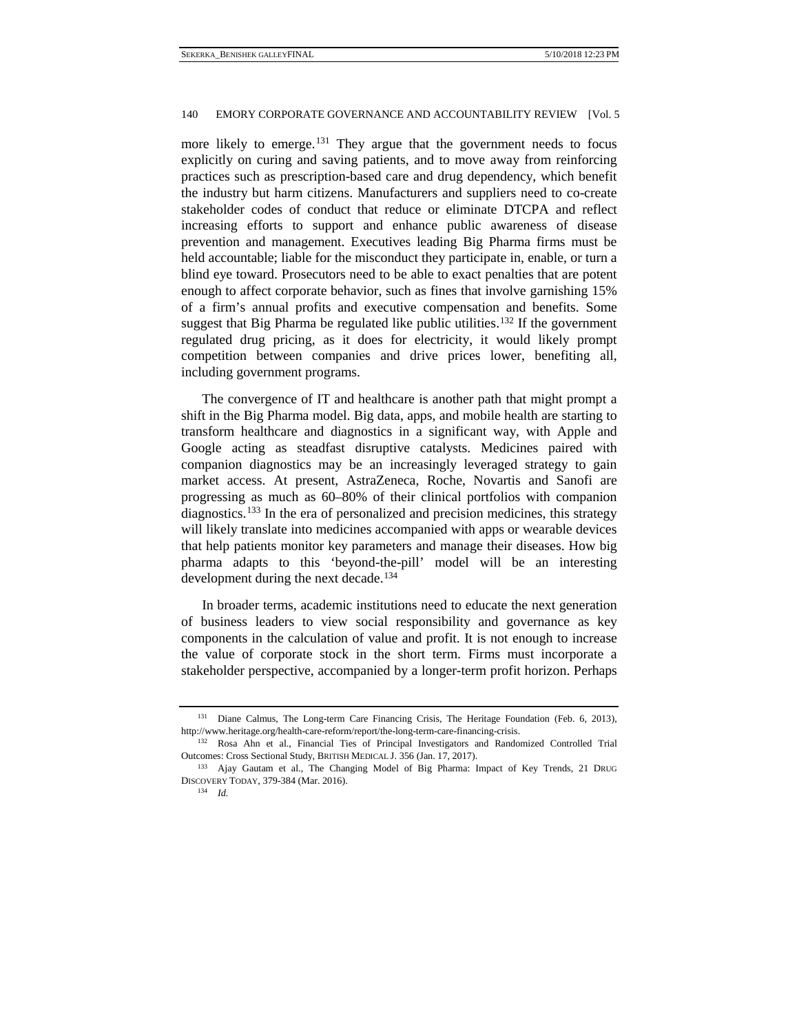more likely to emerge.[131] They argue that the government needs to focus explicitly on curing and saving patients, and to move away from reinforcing practices such as prescription-based care and drug dependency, which benefit the industry but harm citizens. Manufacturers and suppliers need to co-create stakeholder codes of conduct that reduce or eliminate DTCPA and reflect increasing efforts to support and enhance public awareness of disease prevention and management. Executives leading Big Pharma firms must be held accountable; liable for the misconduct they participate in, enable, or turn a blind eye toward. Prosecutors need to be able to exact penalties that are potent enough to affect corporate behavior, such as fines that involve garnishing 15% of a firm's annual profits and executive compensation and benefits. Some suggest that Big Pharma be regulated like public utilities.[132] If the government regulated drug pricing, as it does for electricity, it would likely prompt competition between companies and drive prices lower, benefiting all, including government programs.

The convergence of IT and healthcare is another path that might prompt a shift in the Big Pharma model. Big data, apps, and mobile health are starting to transform healthcare and diagnostics in a significant way, with Apple and Google acting as steadfast disruptive catalysts. Medicines paired with companion diagnostics may be an increasingly leveraged strategy to gain market access. At present, AstraZeneca, Roche, Novartis and Sanofi are progressing as much as 60–80% of their clinical portfolios with companion diagnostics.[133] In the era of personalized and precision medicines, this strategy will likely translate into medicines accompanied with apps or wearable devices that help patients monitor key parameters and manage their diseases. How big pharma adapts to this 'beyond-the-pill' model will be an interesting development during the next decade.[134]

In broader terms, academic institutions need to educate the next generation of business leaders to view social responsibility and governance as key components in the calculation of value and profit. It is not enough to increase the value of corporate stock in the short term. Firms must incorporate a stakeholder perspective, accompanied by a longer-term profit horizon. Perhaps

---

[131] Diane Calmus, The Long-term Care Financing Crisis, The Heritage Foundation (Feb. 6, 2013), http://www.heritage.org/health-care-reform/report/the-long-term-care-financing-crisis.

[132] Rosa Ahn et al., Financial Ties of Principal Investigators and Randomized Controlled Trial Outcomes: Cross Sectional Study, BRITISH MEDICAL J. 356 (Jan. 17, 2017).

[133] Ajay Gautam et al., The Changing Model of Big Pharma: Impact of Key Trends, 21 DRUG DISCOVERY TODAY, 379-384 (Mar. 2016).

[134] *Id.*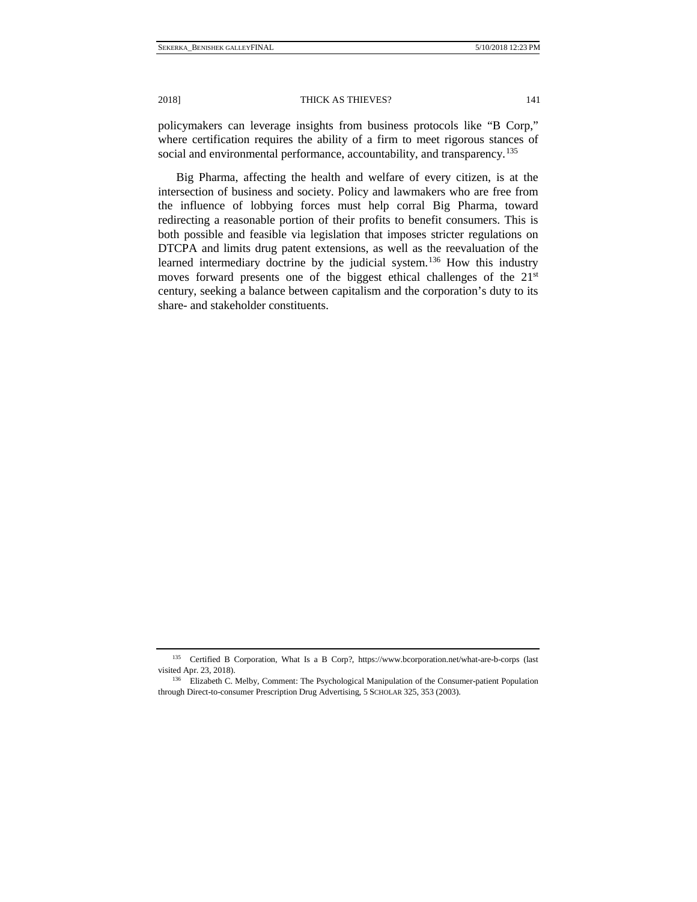policymakers can leverage insights from business protocols like "B Corp," where certification requires the ability of a firm to meet rigorous stances of social and environmental performance, accountability, and transparency.[135]

Big Pharma, affecting the health and welfare of every citizen, is at the intersection of business and society. Policy and lawmakers who are free from the influence of lobbying forces must help corral Big Pharma, toward redirecting a reasonable portion of their profits to benefit consumers. This is both possible and feasible via legislation that imposes stricter regulations on DTCPA and limits drug patent extensions, as well as the reevaluation of the learned intermediary doctrine by the judicial system.[136] How this industry moves forward presents one of the biggest ethical challenges of the 21st century, seeking a balance between capitalism and the corporation's duty to its share- and stakeholder constituents.

---

[135] Certified B Corporation, What Is a B Corp?, https://www.bcorporation.net/what-are-b-corps (last visited Apr. 23, 2018).

[136] Elizabeth C. Melby, Comment: The Psychological Manipulation of the Consumer-patient Population through Direct-to-consumer Prescription Drug Advertising, 5 SCHOLAR 325, 353 (2003).